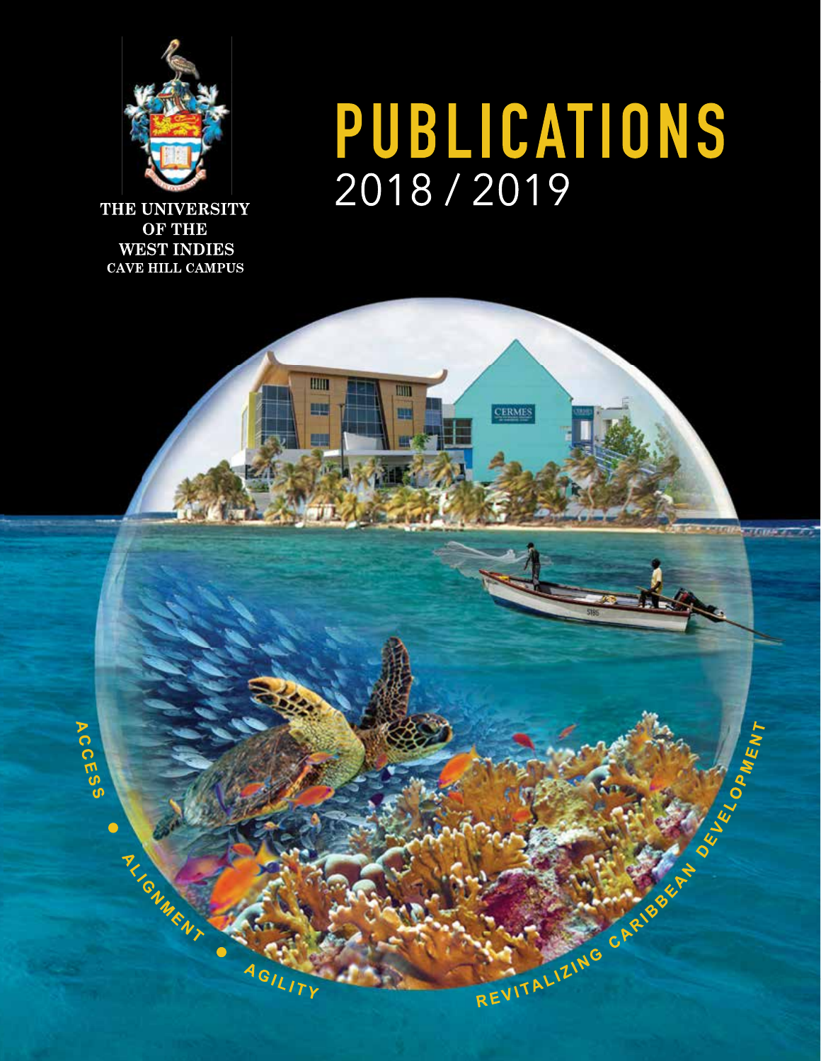THE UNIVERSITY OF THE WEST INDIES
CAVE HILL CAMPUS

# PUBLICATIONS
2018 / 2019

ACCESS • ALIGNMENT • AGILITY

REVITALIZING CARIBBEAN DEVELOPMENT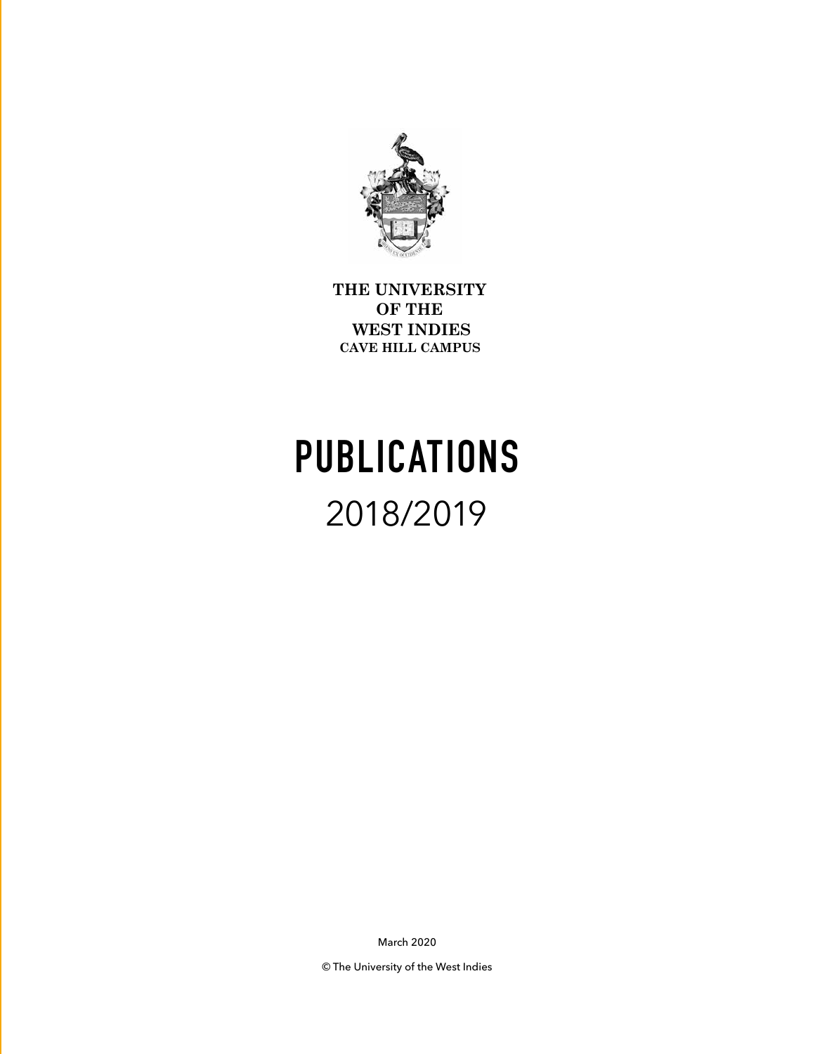THE UNIVERSITY
OF THE
WEST INDIES
CAVE HILL CAMPUS

# PUBLICATIONS

## 2018/2019

March 2020

© The University of the West Indies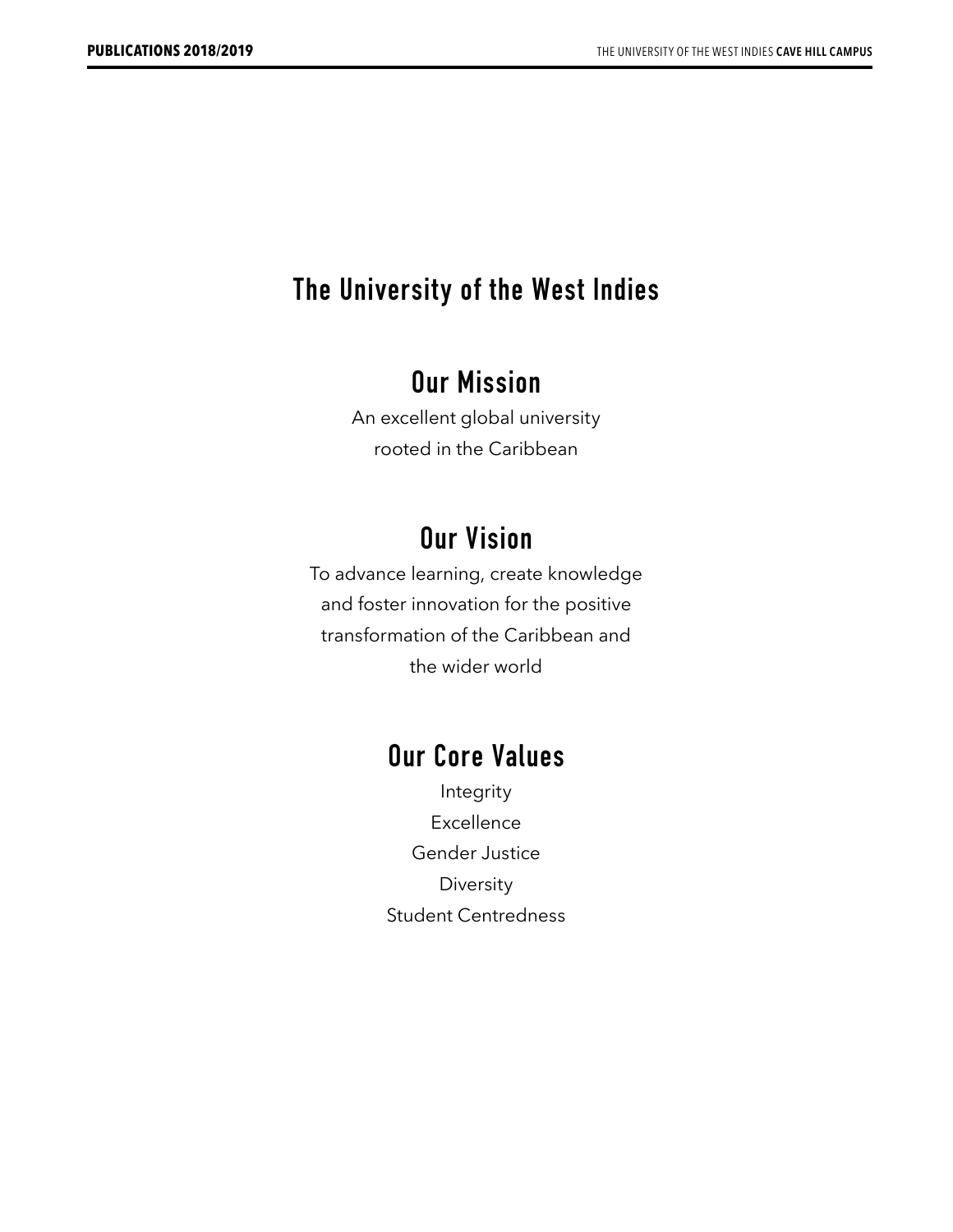# The University of the West Indies

## Our Mission

An excellent global university
rooted in the Caribbean

## Our Vision

To advance learning, create knowledge
and foster innovation for the positive
transformation of the Caribbean and
the wider world

## Our Core Values

Integrity
Excellence
Gender Justice
Diversity
Student Centredness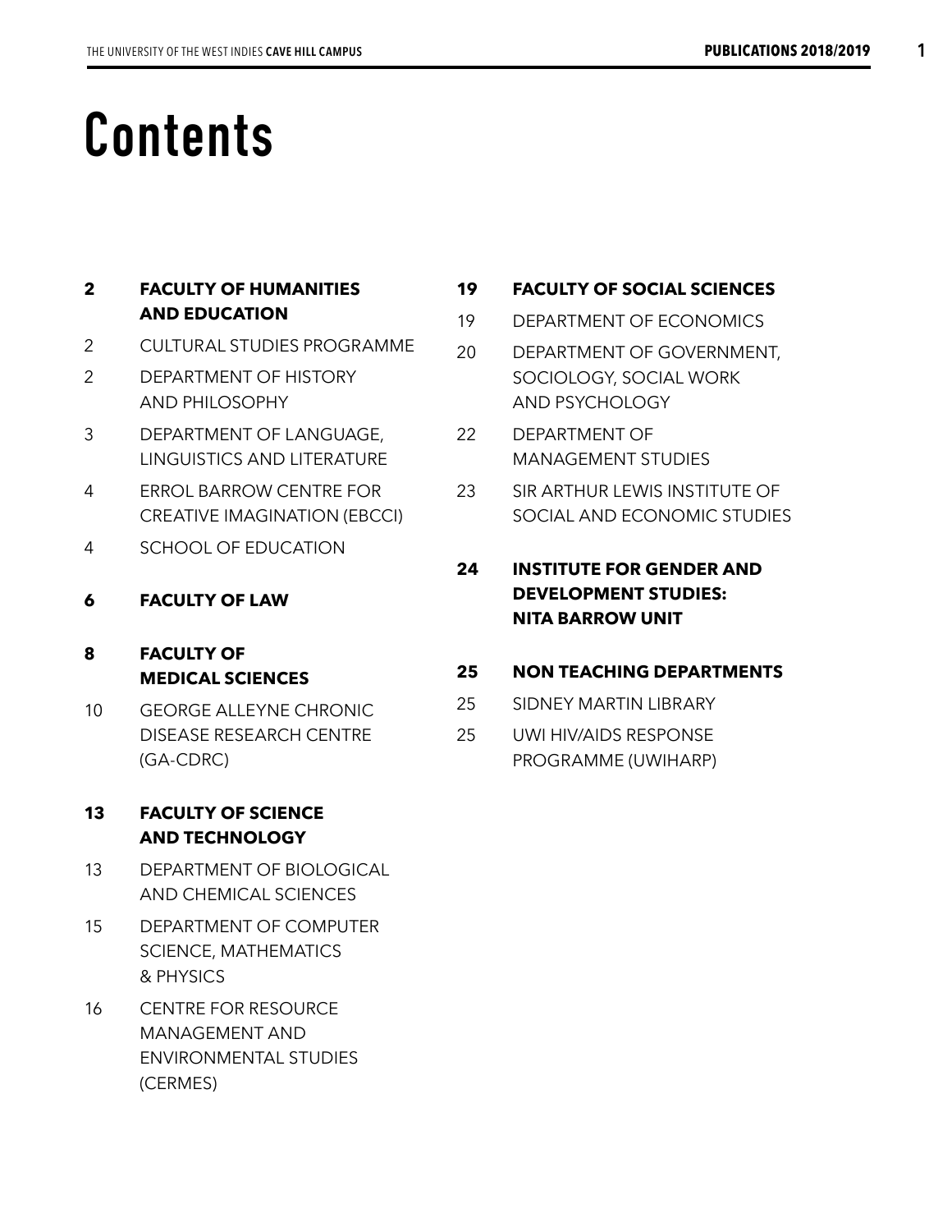# Contents

**2 FACULTY OF HUMANITIES AND EDUCATION**

2 CULTURAL STUDIES PROGRAMME

2 DEPARTMENT OF HISTORY AND PHILOSOPHY

3 DEPARTMENT OF LANGUAGE, LINGUISTICS AND LITERATURE

4 ERROL BARROW CENTRE FOR CREATIVE IMAGINATION (EBCCI)

4 SCHOOL OF EDUCATION

**6 FACULTY OF LAW**

**8 FACULTY OF MEDICAL SCIENCES**

10 GEORGE ALLEYNE CHRONIC DISEASE RESEARCH CENTRE (GA-CDRC)

**13 FACULTY OF SCIENCE AND TECHNOLOGY**

13 DEPARTMENT OF BIOLOGICAL AND CHEMICAL SCIENCES

15 DEPARTMENT OF COMPUTER SCIENCE, MATHEMATICS & PHYSICS

16 CENTRE FOR RESOURCE MANAGEMENT AND ENVIRONMENTAL STUDIES (CERMES)

**19 FACULTY OF SOCIAL SCIENCES**

19 DEPARTMENT OF ECONOMICS

20 DEPARTMENT OF GOVERNMENT, SOCIOLOGY, SOCIAL WORK AND PSYCHOLOGY

22 DEPARTMENT OF MANAGEMENT STUDIES

23 SIR ARTHUR LEWIS INSTITUTE OF SOCIAL AND ECONOMIC STUDIES

**24 INSTITUTE FOR GENDER AND DEVELOPMENT STUDIES: NITA BARROW UNIT**

**25 NON TEACHING DEPARTMENTS**

25 SIDNEY MARTIN LIBRARY

25 UWI HIV/AIDS RESPONSE PROGRAMME (UWIHARP)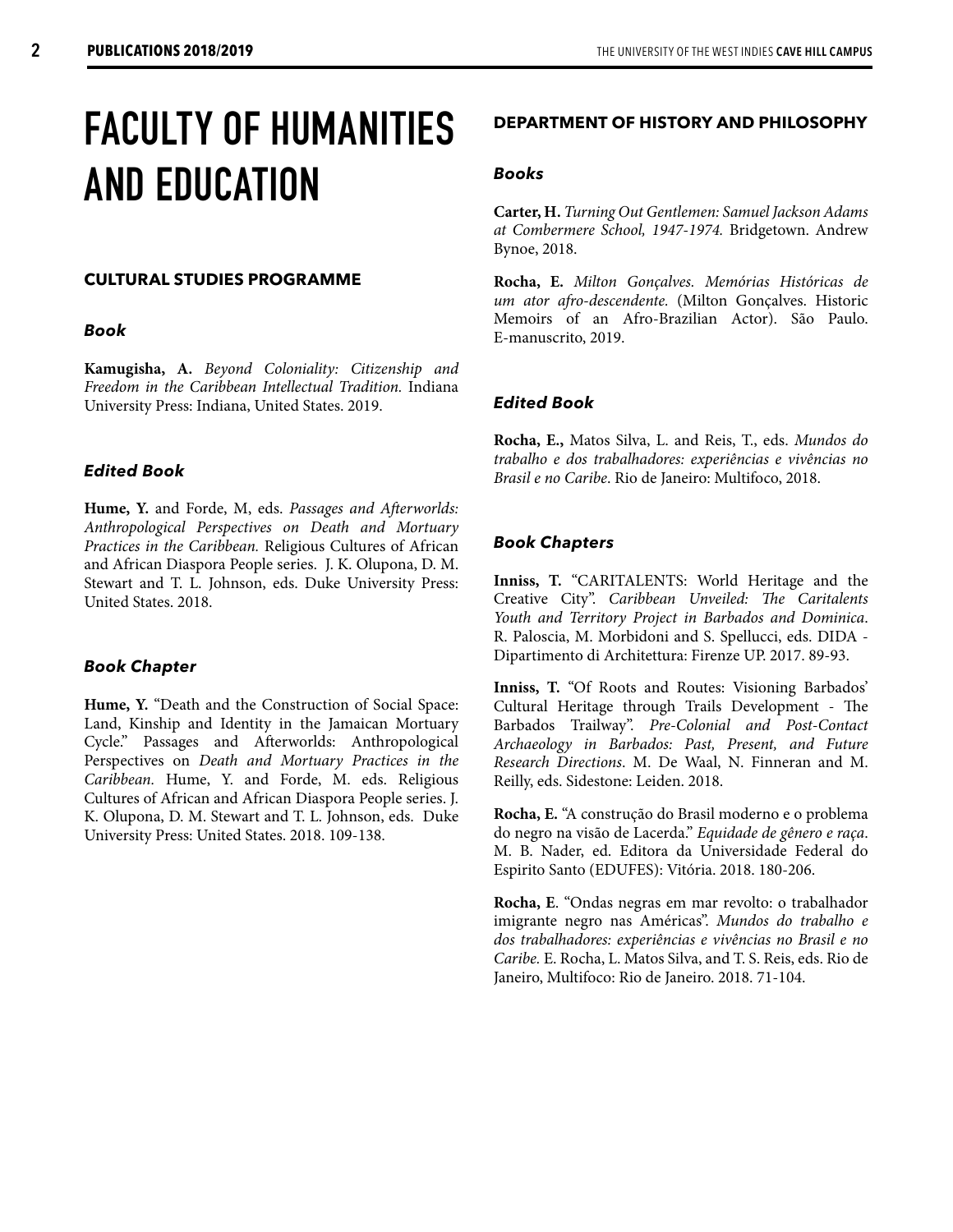# FACULTY OF HUMANITIES AND EDUCATION

## CULTURAL STUDIES PROGRAMME

### *Book*

**Kamugisha, A.** *Beyond Coloniality: Citizenship and Freedom in the Caribbean Intellectual Tradition.* Indiana University Press: Indiana, United States. 2019.

### *Edited Book*

**Hume, Y.** and Forde, M, eds. *Passages and Afterworlds: Anthropological Perspectives on Death and Mortuary Practices in the Caribbean.* Religious Cultures of African and African Diaspora People series. J. K. Olupona, D. M. Stewart and T. L. Johnson, eds. Duke University Press: United States. 2018.

### *Book Chapter*

**Hume, Y.** "Death and the Construction of Social Space: Land, Kinship and Identity in the Jamaican Mortuary Cycle." Passages and Afterworlds: Anthropological Perspectives on *Death and Mortuary Practices in the Caribbean.* Hume, Y. and Forde, M. eds. Religious Cultures of African and African Diaspora People series. J. K. Olupona, D. M. Stewart and T. L. Johnson, eds. Duke University Press: United States. 2018. 109-138.

## DEPARTMENT OF HISTORY AND PHILOSOPHY

### *Books*

**Carter, H.** *Turning Out Gentlemen: Samuel Jackson Adams at Combermere School, 1947-1974.* Bridgetown. Andrew Bynoe, 2018.

**Rocha, E.** *Milton Gonçalves. Memórias Históricas de um ator afro-descendente.* (Milton Gonçalves. Historic Memoirs of an Afro-Brazilian Actor). São Paulo. E-manuscrito, 2019.

### *Edited Book*

**Rocha, E.,** Matos Silva, L. and Reis, T., eds. *Mundos do trabalho e dos trabalhadores: experiências e vivências no Brasil e no Caribe*. Rio de Janeiro: Multifoco, 2018.

### *Book Chapters*

**Inniss, T.** "CARITALENTS: World Heritage and the Creative City". *Caribbean Unveiled: The Caritalents Youth and Territory Project in Barbados and Dominica*. R. Paloscia, M. Morbidoni and S. Spellucci, eds. DIDA - Dipartimento di Architettura: Firenze UP. 2017. 89-93.

**Inniss, T.** "Of Roots and Routes: Visioning Barbados' Cultural Heritage through Trails Development - The Barbados Trailway". *Pre-Colonial and Post-Contact Archaeology in Barbados: Past, Present, and Future Research Directions*. M. De Waal, N. Finneran and M. Reilly, eds. Sidestone: Leiden. 2018.

**Rocha, E.** "A construção do Brasil moderno e o problema do negro na visão de Lacerda." *Equidade de gênero e raça*. M. B. Nader, ed. Editora da Universidade Federal do Espirito Santo (EDUFES): Vitória. 2018. 180-206.

**Rocha, E**. "Ondas negras em mar revolto: o trabalhador imigrante negro nas Américas". *Mundos do trabalho e dos trabalhadores: experiências e vivências no Brasil e no Caribe.* E. Rocha, L. Matos Silva, and T. S. Reis, eds. Rio de Janeiro, Multifoco: Rio de Janeiro. 2018. 71-104.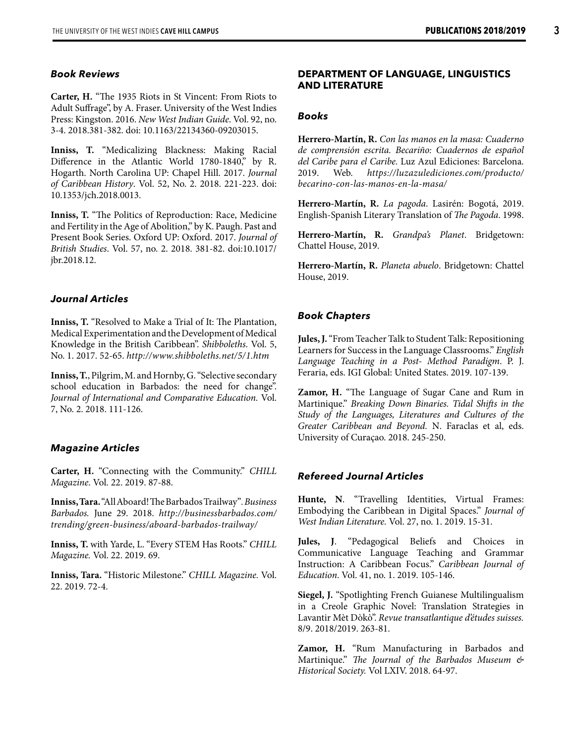### *Book Reviews*

**Carter, H.** "The 1935 Riots in St Vincent: From Riots to Adult Suffrage", by A. Fraser. University of the West Indies Press: Kingston. 2016. *New West Indian Guide*. Vol. 92, no. 3-4. 2018.381-382. doi: 10.1163/22134360-09203015.

**Inniss, T.** "Medicalizing Blackness: Making Racial Difference in the Atlantic World 1780-1840," by R. Hogarth. North Carolina UP: Chapel Hill. 2017. *Journal of Caribbean History*. Vol. 52, No. 2. 2018. 221-223. doi: 10.1353/jch.2018.0013.

**Inniss, T.** "The Politics of Reproduction: Race, Medicine and Fertility in the Age of Abolition," by K. Paugh. Past and Present Book Series. Oxford UP: Oxford. 2017. *Journal of British Studies*. Vol. 57, no. 2. 2018. 381-82. doi:10.1017/jbr.2018.12.

### *Journal Articles*

**Inniss, T.** "Resolved to Make a Trial of It: The Plantation, Medical Experimentation and the Development of Medical Knowledge in the British Caribbean". *Shibboleths*. Vol. 5, No. 1. 2017. 52-65. *http://www.shibboleths.net/5/1.htm*

**Inniss, T.**, Pilgrim, M. and Hornby, G. "Selective secondary school education in Barbados: the need for change". *Journal of International and Comparative Education.* Vol. 7, No. 2. 2018. 111-126.

### *Magazine Articles*

**Carter, H.** "Connecting with the Community." *CHILL Magazine*. Vol. 22. 2019. 87-88.

**Inniss, Tara.** "All Aboard! The Barbados Trailway". *Business Barbados.* June 29. 2018. *http://businessbarbados.com/trending/green-business/aboard-barbados-trailway/*

**Inniss, T.** with Yarde, L. "Every STEM Has Roots." *CHILL Magazine.* Vol. 22. 2019. 69.

**Inniss, Tara.** "Historic Milestone." *CHILL Magazine.* Vol. 22. 2019. 72-4.

## DEPARTMENT OF LANGUAGE, LINGUISTICS AND LITERATURE

### *Books*

**Herrero-Martín, R.** *Con las manos en la masa: Cuaderno de comprensión escrita. Becariño: Cuadernos de español del Caribe para el Caribe.* Luz Azul Ediciones: Barcelona. 2019. Web. *https://luzazulediciones.com/producto/becarino-con-las-manos-en-la-masa/*

**Herrero-Martín, R.** *La pagoda*. Lasirén: Bogotá, 2019. English-Spanish Literary Translation of *The Pagoda*. 1998.

**Herrero-Martín, R.** *Grandpa's Planet*. Bridgetown: Chattel House, 2019.

**Herrero-Martín, R.** *Planeta abuelo*. Bridgetown: Chattel House, 2019.

### *Book Chapters*

**Jules, J.** "From Teacher Talk to Student Talk: Repositioning Learners for Success in the Language Classrooms." *English Language Teaching in a Post- Method Paradigm*. P. J. Feraria, eds. IGI Global: United States. 2019. 107-139.

**Zamor, H.** "The Language of Sugar Cane and Rum in Martinique." *Breaking Down Binaries. Tidal Shifts in the Study of the Languages, Literatures and Cultures of the Greater Caribbean and Beyond.* N. Faraclas et al, eds. University of Curaçao. 2018. 245-250.

### *Refereed Journal Articles*

**Hunte, N**. "Travelling Identities, Virtual Frames: Embodying the Caribbean in Digital Spaces." *Journal of West Indian Literature.* Vol. 27, no. 1. 2019. 15-31.

**Jules, J**. "Pedagogical Beliefs and Choices in Communicative Language Teaching and Grammar Instruction: A Caribbean Focus." *Caribbean Journal of Education*. Vol. 41, no. 1. 2019. 105-146.

**Siegel, J.** "Spotlighting French Guianese Multilingualism in a Creole Graphic Novel: Translation Strategies in Lavantir Mèt Dòkò". *Revue transatlantique d'études suisses.* 8/9. 2018/2019. 263-81.

**Zamor, H.** "Rum Manufacturing in Barbados and Martinique." *The Journal of the Barbados Museum & Historical Society.* Vol LXIV. 2018. 64-97.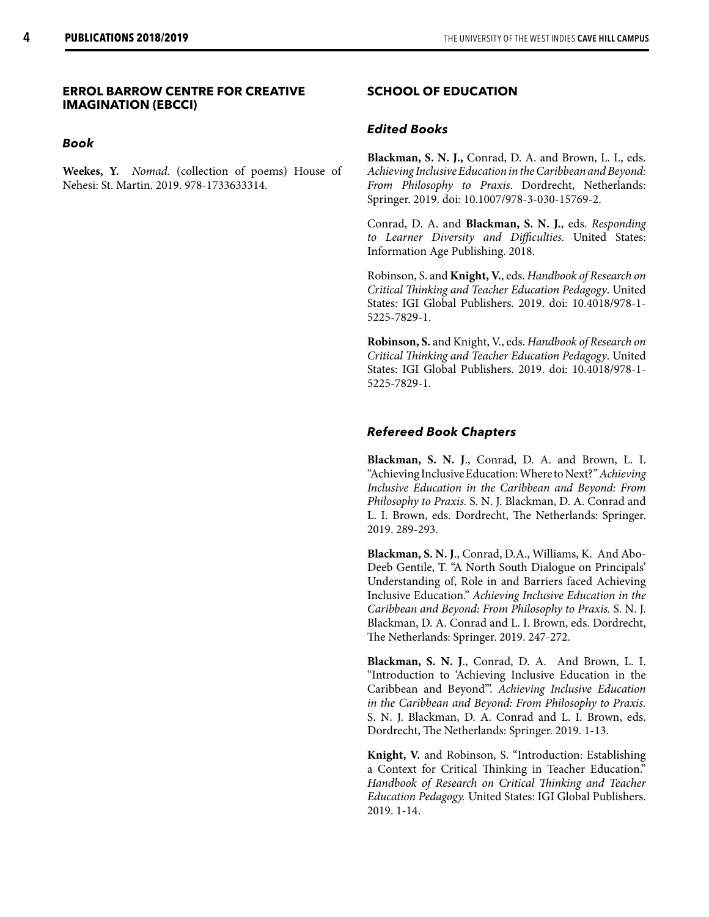## ERROL BARROW CENTRE FOR CREATIVE IMAGINATION (EBCCI)

### *Book*

**Weekes, Y.** *Nomad.* (collection of poems) House of Nehesi: St. Martin. 2019. 978-1733633314.

## SCHOOL OF EDUCATION

### *Edited Books*

**Blackman, S. N. J.,** Conrad, D. A. and Brown, L. I., eds. *Achieving Inclusive Education in the Caribbean and Beyond: From Philosophy to Praxis*. Dordrecht, Netherlands: Springer. 2019. doi: 10.1007/978-3-030-15769-2.

Conrad, D. A. and **Blackman, S. N. J.**, eds. *Responding to Learner Diversity and Difficulties.* United States: Information Age Publishing. 2018.

Robinson, S. and **Knight, V.**, eds. *Handbook of Research on Critical Thinking and Teacher Education Pedagogy*. United States: IGI Global Publishers. 2019. doi: 10.4018/978-1-5225-7829-1.

**Robinson, S.** and Knight, V., eds. *Handbook of Research on Critical Thinking and Teacher Education Pedagogy*. United States: IGI Global Publishers. 2019. doi: 10.4018/978-1-5225-7829-1.

### *Refereed Book Chapters*

**Blackman, S. N. J**., Conrad, D. A. and Brown, L. I. "Achieving Inclusive Education: Where to Next?" *Achieving Inclusive Education in the Caribbean and Beyond: From Philosophy to Praxis.* S. N. J. Blackman, D. A. Conrad and L. I. Brown, eds. Dordrecht, The Netherlands: Springer. 2019. 289-293.

**Blackman, S. N. J**., Conrad, D.A., Williams, K. And Abo-Deeb Gentile, T. "A North South Dialogue on Principals' Understanding of, Role in and Barriers faced Achieving Inclusive Education." *Achieving Inclusive Education in the Caribbean and Beyond: From Philosophy to Praxis.* S. N. J. Blackman, D. A. Conrad and L. I. Brown, eds. Dordrecht, The Netherlands: Springer. 2019. 247-272.

**Blackman, S. N. J**., Conrad, D. A. And Brown, L. I. "Introduction to 'Achieving Inclusive Education in the Caribbean and Beyond'". *Achieving Inclusive Education in the Caribbean and Beyond: From Philosophy to Praxis.* S. N. J. Blackman, D. A. Conrad and L. I. Brown, eds. Dordrecht, The Netherlands: Springer. 2019. 1-13.

**Knight, V.** and Robinson, S. "Introduction: Establishing a Context for Critical Thinking in Teacher Education." *Handbook of Research on Critical Thinking and Teacher Education Pedagogy.* United States: IGI Global Publishers. 2019. 1-14.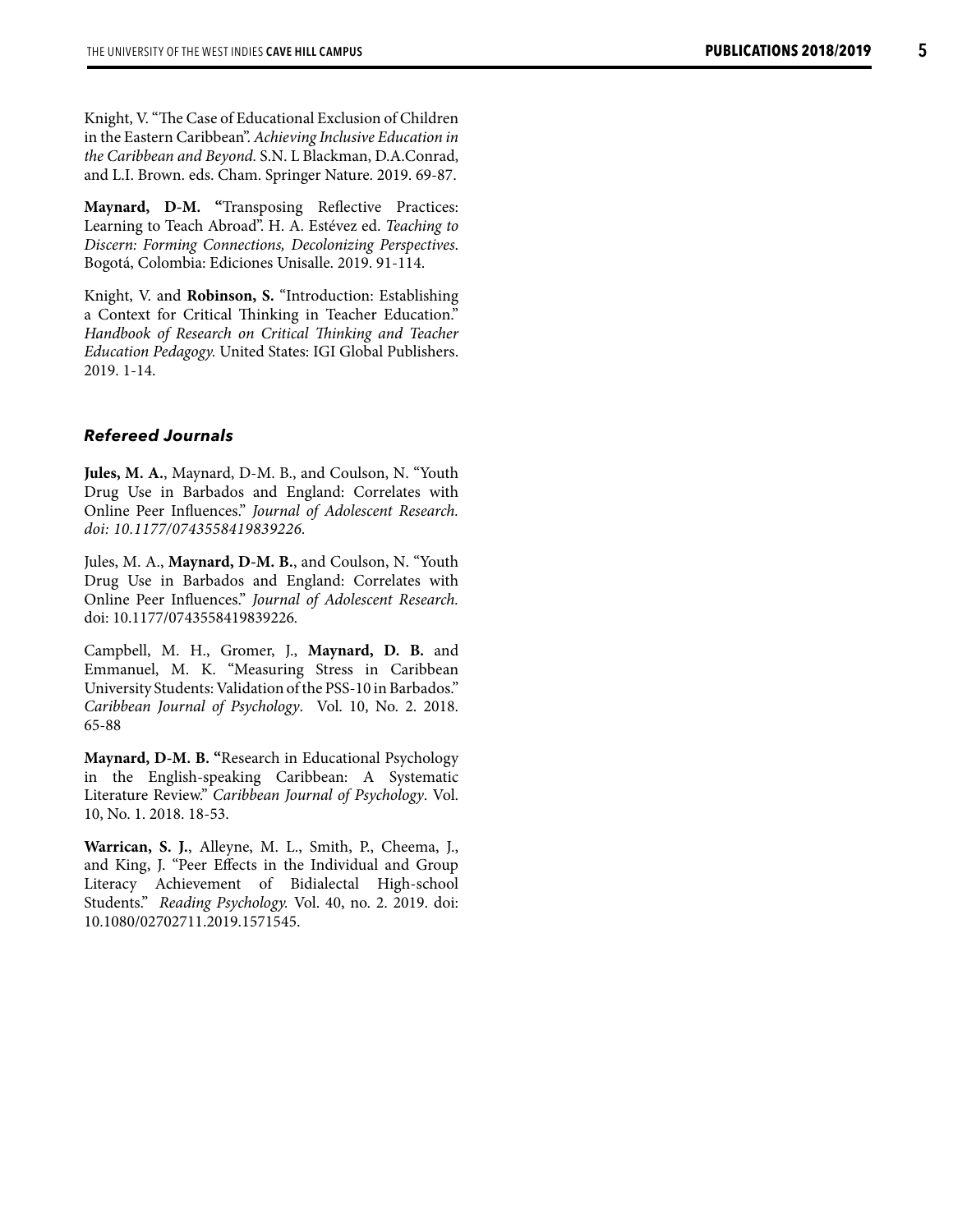Knight, V. "The Case of Educational Exclusion of Children in the Eastern Caribbean". *Achieving Inclusive Education in the Caribbean and Beyond.* S.N. L Blackman, D.A.Conrad, and L.I. Brown. eds. Cham. Springer Nature. 2019. 69-87.

**Maynard, D-M. "**Transposing Reflective Practices: Learning to Teach Abroad". H. A. Estévez ed. *Teaching to Discern: Forming Connections, Decolonizing Perspectives.* Bogotá, Colombia: Ediciones Unisalle. 2019. 91-114.

Knight, V. and **Robinson, S.** "Introduction: Establishing a Context for Critical Thinking in Teacher Education." *Handbook of Research on Critical Thinking and Teacher Education Pedagogy.* United States: IGI Global Publishers. 2019. 1-14.

### *Refereed Journals*

**Jules, M. A.**, Maynard, D-M. B., and Coulson, N. "Youth Drug Use in Barbados and England: Correlates with Online Peer Influences." *Journal of Adolescent Research. doi: 10.1177/0743558419839226.*

Jules, M. A., **Maynard, D-M. B.**, and Coulson, N. "Youth Drug Use in Barbados and England: Correlates with Online Peer Influences." *Journal of Adolescent Research.* doi: 10.1177/0743558419839226*.*

Campbell, M. H., Gromer, J., **Maynard, D. B.** and Emmanuel, M. K. "Measuring Stress in Caribbean University Students: Validation of the PSS-10 in Barbados." *Caribbean Journal of Psychology*. Vol. 10, No. 2. 2018. 65-88

**Maynard, D-M. B. "**Research in Educational Psychology in the English-speaking Caribbean: A Systematic Literature Review." *Caribbean Journal of Psychology*. Vol. 10, No. 1. 2018. 18-53.

**Warrican, S. J.**, Alleyne, M. L., Smith, P., Cheema, J., and King, J. "Peer Effects in the Individual and Group Literacy Achievement of Bidialectal High-school Students." *Reading Psychology.* Vol. 40, no. 2. 2019. doi: 10.1080/02702711.2019.1571545.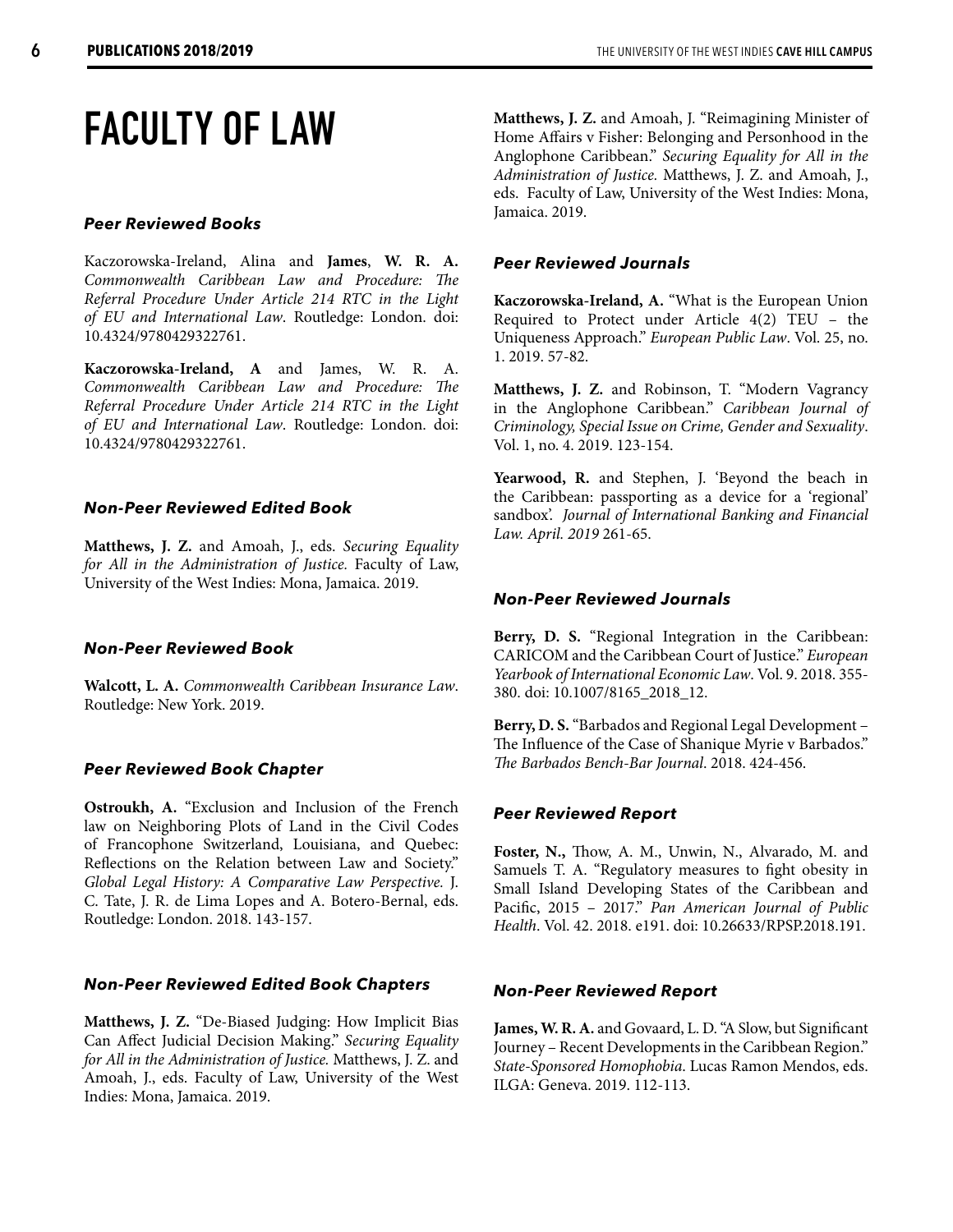# FACULTY OF LAW

### *Peer Reviewed Books*

Kaczorowska-Ireland, Alina and **James**, **W. R. A.** *Commonwealth Caribbean Law and Procedure: The Referral Procedure Under Article 214 RTC in the Light of EU and International Law*. Routledge: London. doi: 10.4324/9780429322761.

**Kaczorowska-Ireland, A** and James, W. R. A. *Commonwealth Caribbean Law and Procedure: The Referral Procedure Under Article 214 RTC in the Light of EU and International Law*. Routledge: London. doi: 10.4324/9780429322761.

### *Non-Peer Reviewed Edited Book*

**Matthews, J. Z.** and Amoah, J., eds. *Securing Equality for All in the Administration of Justice.* Faculty of Law, University of the West Indies: Mona, Jamaica. 2019.

### *Non-Peer Reviewed Book*

**Walcott, L. A.** *Commonwealth Caribbean Insurance Law*. Routledge: New York. 2019.

### *Peer Reviewed Book Chapter*

**Ostroukh, A.** "Exclusion and Inclusion of the French law on Neighboring Plots of Land in the Civil Codes of Francophone Switzerland, Louisiana, and Quebec: Reflections on the Relation between Law and Society." *Global Legal History: A Comparative Law Perspective.* J. C. Tate, J. R. de Lima Lopes and A. Botero-Bernal, eds. Routledge: London. 2018. 143-157.

### *Non-Peer Reviewed Edited Book Chapters*

**Matthews, J. Z.** "De-Biased Judging: How Implicit Bias Can Affect Judicial Decision Making." *Securing Equality for All in the Administration of Justice.* Matthews, J. Z. and Amoah, J., eds. Faculty of Law, University of the West Indies: Mona, Jamaica. 2019.

**Matthews, J. Z.** and Amoah, J. "Reimagining Minister of Home Affairs v Fisher: Belonging and Personhood in the Anglophone Caribbean." *Securing Equality for All in the Administration of Justice.* Matthews, J. Z. and Amoah, J., eds. Faculty of Law, University of the West Indies: Mona, Jamaica. 2019.

### *Peer Reviewed Journals*

**Kaczorowska-Ireland, A.** "What is the European Union Required to Protect under Article 4(2) TEU – the Uniqueness Approach." *European Public Law*. Vol. 25, no. 1. 2019. 57-82.

**Matthews, J. Z.** and Robinson, T. "Modern Vagrancy in the Anglophone Caribbean." *Caribbean Journal of Criminology, Special Issue on Crime, Gender and Sexuality*. Vol. 1, no. 4. 2019. 123-154.

**Yearwood, R.** and Stephen, J. 'Beyond the beach in the Caribbean: passporting as a device for a 'regional' sandbox'. *Journal of International Banking and Financial Law. April. 2019* 261-65.

### *Non-Peer Reviewed Journals*

**Berry, D. S.** "Regional Integration in the Caribbean: CARICOM and the Caribbean Court of Justice." *European Yearbook of International Economic Law*. Vol. 9. 2018. 355-380. doi: 10.1007/8165_2018_12.

**Berry, D. S.** "Barbados and Regional Legal Development – The Influence of the Case of Shanique Myrie v Barbados." *The Barbados Bench-Bar Journal*. 2018. 424-456.

### *Peer Reviewed Report*

**Foster, N.,** Thow, A. M., Unwin, N., Alvarado, M. and Samuels T. A. "Regulatory measures to fight obesity in Small Island Developing States of the Caribbean and Pacific, 2015 – 2017." *Pan American Journal of Public Health*. Vol. 42. 2018. e191. doi: 10.26633/RPSP.2018.191.

### *Non-Peer Reviewed Report*

**James, W. R. A.** and Govaard, L. D. "A Slow, but Significant Journey – Recent Developments in the Caribbean Region." *State-Sponsored Homophobia*. Lucas Ramon Mendos, eds. ILGA: Geneva. 2019. 112-113.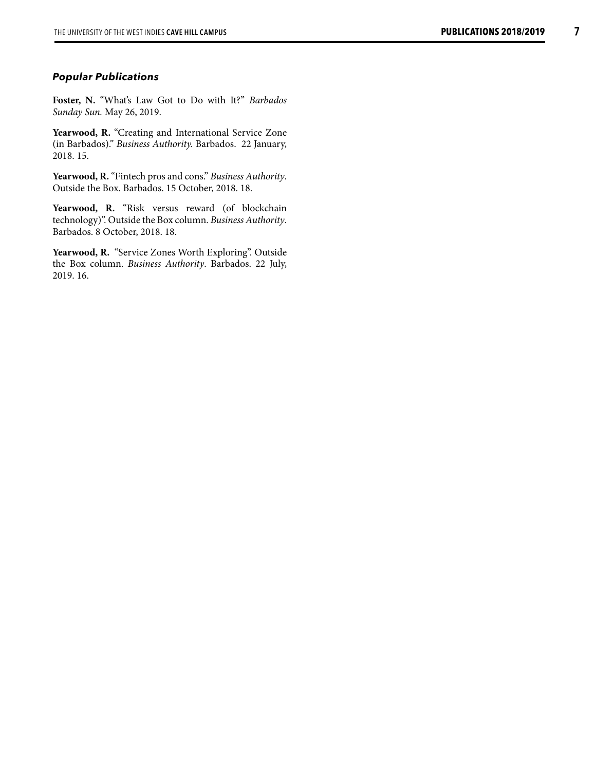### *Popular Publications*

**Foster, N.** "What's Law Got to Do with It?" *Barbados Sunday Sun.* May 26, 2019.

**Yearwood, R.** "Creating and International Service Zone (in Barbados)." *Business Authority.* Barbados. 22 January, 2018. 15.

**Yearwood, R.** "Fintech pros and cons." *Business Authority*. Outside the Box. Barbados. 15 October, 2018. 18.

**Yearwood, R.** "Risk versus reward (of blockchain technology)". Outside the Box column. *Business Authority*. Barbados. 8 October, 2018. 18.

**Yearwood, R.** "Service Zones Worth Exploring". Outside the Box column. *Business Authority*. Barbados. 22 July, 2019. 16.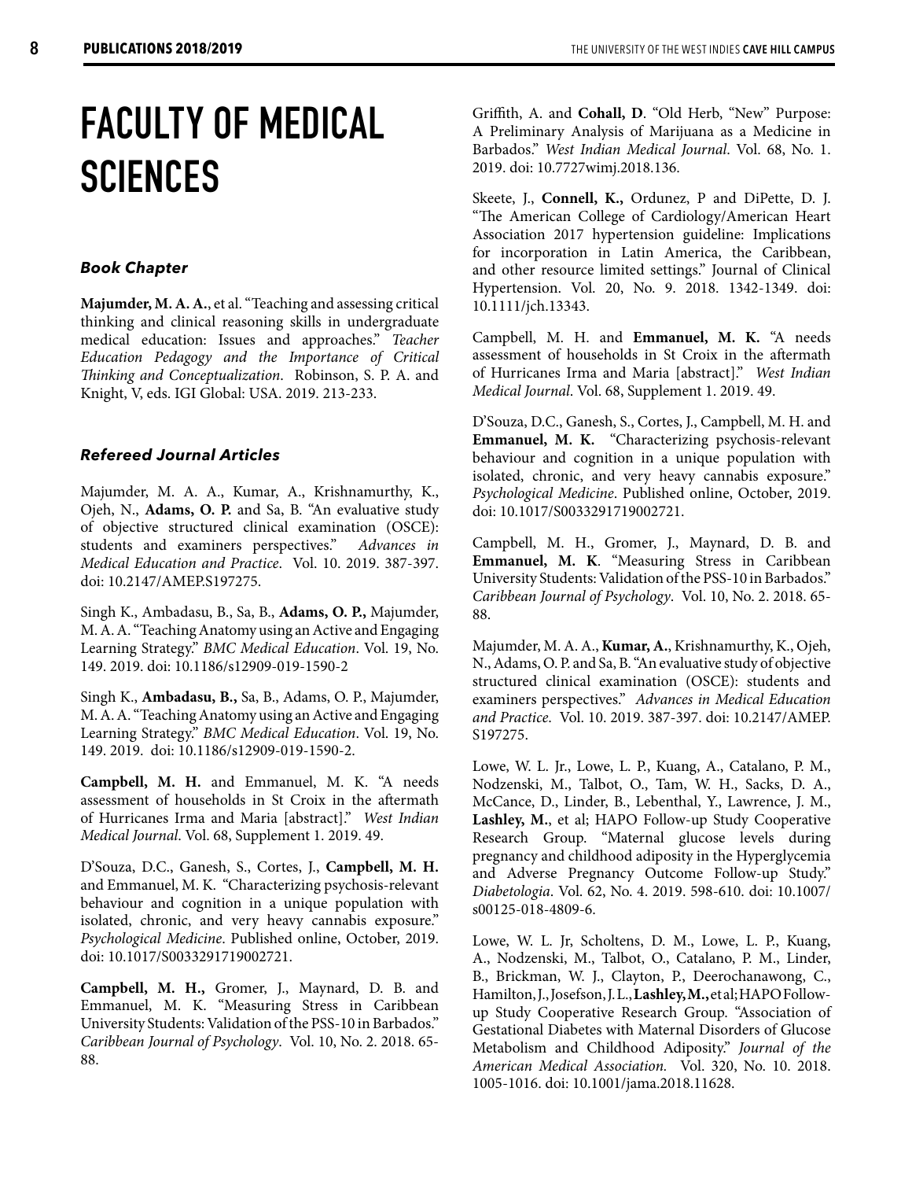# FACULTY OF MEDICAL SCIENCES

### *Book Chapter*

**Majumder, M. A. A.**, et al. "Teaching and assessing critical thinking and clinical reasoning skills in undergraduate medical education: Issues and approaches." *Teacher Education Pedagogy and the Importance of Critical Thinking and Conceptualization*. Robinson, S. P. A. and Knight, V, eds. IGI Global: USA. 2019. 213-233.

### *Refereed Journal Articles*

Majumder, M. A. A., Kumar, A., Krishnamurthy, K., Ojeh, N., **Adams, O. P.** and Sa, B. "An evaluative study of objective structured clinical examination (OSCE): students and examiners perspectives." *Advances in Medical Education and Practice*. Vol. 10. 2019. 387-397. doi: 10.2147/AMEP.S197275.

Singh K., Ambadasu, B., Sa, B., **Adams, O. P.,** Majumder, M. A. A. "Teaching Anatomy using an Active and Engaging Learning Strategy." *BMC Medical Education*. Vol. 19, No. 149. 2019. doi: 10.1186/s12909-019-1590-2

Singh K., **Ambadasu, B.,** Sa, B., Adams, O. P., Majumder, M. A. A. "Teaching Anatomy using an Active and Engaging Learning Strategy." *BMC Medical Education*. Vol. 19, No. 149. 2019. doi: 10.1186/s12909-019-1590-2.

**Campbell, M. H.** and Emmanuel, M. K. "A needs assessment of households in St Croix in the aftermath of Hurricanes Irma and Maria [abstract]." *West Indian Medical Journal*. Vol. 68, Supplement 1. 2019. 49.

D'Souza, D.C., Ganesh, S., Cortes, J., **Campbell, M. H.** and Emmanuel, M. K. "Characterizing psychosis-relevant behaviour and cognition in a unique population with isolated, chronic, and very heavy cannabis exposure." *Psychological Medicine*. Published online, October, 2019. doi: 10.1017/S0033291719002721.

**Campbell, M. H.,** Gromer, J., Maynard, D. B. and Emmanuel, M. K. "Measuring Stress in Caribbean University Students: Validation of the PSS-10 in Barbados." *Caribbean Journal of Psychology*. Vol. 10, No. 2. 2018. 65-88.

Griffith, A. and **Cohall, D**. "Old Herb, "New" Purpose: A Preliminary Analysis of Marijuana as a Medicine in Barbados." *West Indian Medical Journal*. Vol. 68, No. 1. 2019. doi: 10.7727wimj.2018.136.

Skeete, J., **Connell, K.,** Ordunez, P and DiPette, D. J. "The American College of Cardiology/American Heart Association 2017 hypertension guideline: Implications for incorporation in Latin America, the Caribbean, and other resource limited settings." Journal of Clinical Hypertension. Vol. 20, No. 9. 2018. 1342-1349. doi: 10.1111/jch.13343.

Campbell, M. H. and **Emmanuel, M. K.** "A needs assessment of households in St Croix in the aftermath of Hurricanes Irma and Maria [abstract]." *West Indian Medical Journal*. Vol. 68, Supplement 1. 2019. 49.

D'Souza, D.C., Ganesh, S., Cortes, J., Campbell, M. H. and **Emmanuel, M. K.** "Characterizing psychosis-relevant behaviour and cognition in a unique population with isolated, chronic, and very heavy cannabis exposure." *Psychological Medicine*. Published online, October, 2019. doi: 10.1017/S0033291719002721.

Campbell, M. H., Gromer, J., Maynard, D. B. and **Emmanuel, M. K**. "Measuring Stress in Caribbean University Students: Validation of the PSS-10 in Barbados." *Caribbean Journal of Psychology*. Vol. 10, No. 2. 2018. 65-88.

Majumder, M. A. A., **Kumar, A.**, Krishnamurthy, K., Ojeh, N., Adams, O. P. and Sa, B. "An evaluative study of objective structured clinical examination (OSCE): students and examiners perspectives." *Advances in Medical Education and Practice.* Vol. 10. 2019. 387-397. doi: 10.2147/AMEP.S197275.

Lowe, W. L. Jr., Lowe, L. P., Kuang, A., Catalano, P. M., Nodzenski, M., Talbot, O., Tam, W. H., Sacks, D. A., McCance, D., Linder, B., Lebenthal, Y., Lawrence, J. M., **Lashley, M.**, et al; HAPO Follow-up Study Cooperative Research Group. "Maternal glucose levels during pregnancy and childhood adiposity in the Hyperglycemia and Adverse Pregnancy Outcome Follow-up Study." *Diabetologia*. Vol. 62, No. 4. 2019. 598-610. doi: 10.1007/s00125-018-4809-6.

Lowe, W. L. Jr, Scholtens, D. M., Lowe, L. P., Kuang, A., Nodzenski, M., Talbot, O., Catalano, P. M., Linder, B., Brickman, W. J., Clayton, P., Deerochanawong, C., Hamilton, J., Josefson, J. L., **Lashley, M.,** et al; HAPO Follow-up Study Cooperative Research Group. "Association of Gestational Diabetes with Maternal Disorders of Glucose Metabolism and Childhood Adiposity." *Journal of the American Medical Association.* Vol. 320, No. 10. 2018. 1005-1016. doi: 10.1001/jama.2018.11628.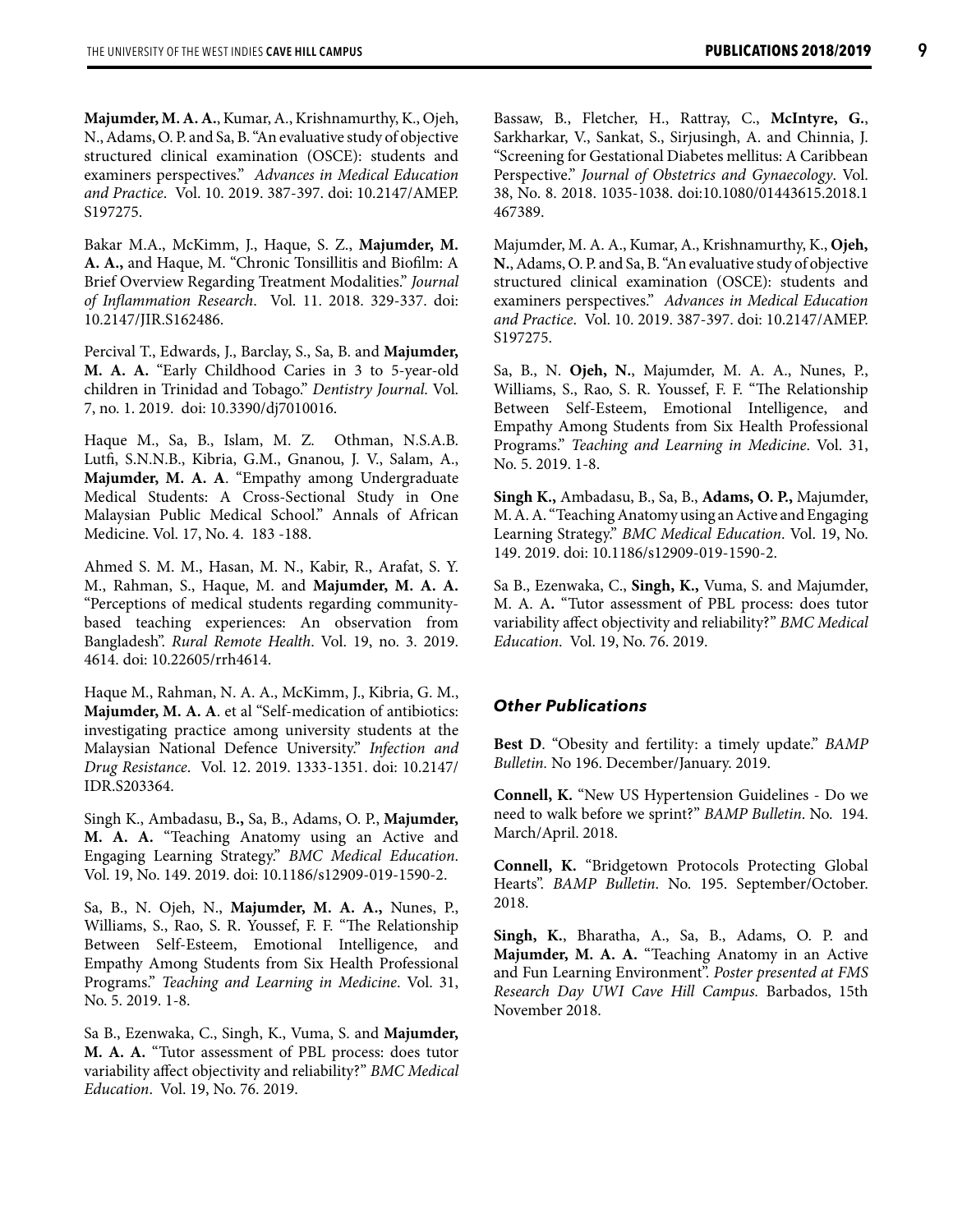**Majumder, M. A. A.**, Kumar, A., Krishnamurthy, K., Ojeh, N., Adams, O. P. and Sa, B. "An evaluative study of objective structured clinical examination (OSCE): students and examiners perspectives." *Advances in Medical Education and Practice*. Vol. 10. 2019. 387-397. doi: 10.2147/AMEP.S197275.

Bakar M.A., McKimm, J., Haque, S. Z., **Majumder, M. A. A.,** and Haque, M. "Chronic Tonsillitis and Biofilm: A Brief Overview Regarding Treatment Modalities." *Journal of Inflammation Research*. Vol. 11. 2018. 329-337. doi: 10.2147/JIR.S162486.

Percival T., Edwards, J., Barclay, S., Sa, B. and **Majumder, M. A. A.** "Early Childhood Caries in 3 to 5-year-old children in Trinidad and Tobago." *Dentistry Journal*. Vol. 7, no. 1. 2019. doi: 10.3390/dj7010016.

Haque M., Sa, B., Islam, M. Z. Othman, N.S.A.B. Lutfi, S.N.N.B., Kibria, G.M., Gnanou, J. V., Salam, A., **Majumder, M. A. A**. "Empathy among Undergraduate Medical Students: A Cross-Sectional Study in One Malaysian Public Medical School." Annals of African Medicine. Vol. 17, No. 4. 183 -188.

Ahmed S. M. M., Hasan, M. N., Kabir, R., Arafat, S. Y. M., Rahman, S., Haque, M. and **Majumder, M. A. A.** "Perceptions of medical students regarding community-based teaching experiences: An observation from Bangladesh". *Rural Remote Health*. Vol. 19, no. 3. 2019. 4614. doi: 10.22605/rrh4614.

Haque M., Rahman, N. A. A., McKimm, J., Kibria, G. M., **Majumder, M. A. A**. et al "Self-medication of antibiotics: investigating practice among university students at the Malaysian National Defence University." *Infection and Drug Resistance*. Vol. 12. 2019. 1333-1351. doi: 10.2147/IDR.S203364.

Singh K., Ambadasu, B**.,** Sa, B., Adams, O. P., **Majumder, M. A. A.** "Teaching Anatomy using an Active and Engaging Learning Strategy." *BMC Medical Education*. Vol. 19, No. 149. 2019. doi: 10.1186/s12909-019-1590-2.

Sa, B., N. Ojeh, N., **Majumder, M. A. A.,** Nunes, P., Williams, S., Rao, S. R. Youssef, F. F. "The Relationship Between Self-Esteem, Emotional Intelligence, and Empathy Among Students from Six Health Professional Programs." *Teaching and Learning in Medicine*. Vol. 31, No. 5. 2019. 1-8.

Sa B., Ezenwaka, C., Singh, K., Vuma, S. and **Majumder, M. A. A.** "Tutor assessment of PBL process: does tutor variability affect objectivity and reliability?" *BMC Medical Education*. Vol. 19, No. 76. 2019.

Bassaw, B., Fletcher, H., Rattray, C., **McIntyre, G.**, Sarkharkar, V., Sankat, S., Sirjusingh, A. and Chinnia, J. "Screening for Gestational Diabetes mellitus: A Caribbean Perspective." *Journal of Obstetrics and Gynaecology*. Vol. 38, No. 8. 2018. 1035-1038. doi:10.1080/01443615.2018.1467389.

Majumder, M. A. A., Kumar, A., Krishnamurthy, K., **Ojeh, N.**, Adams, O. P. and Sa, B. "An evaluative study of objective structured clinical examination (OSCE): students and examiners perspectives." *Advances in Medical Education and Practice*. Vol. 10. 2019. 387-397. doi: 10.2147/AMEP.S197275.

Sa, B., N. **Ojeh, N.**, Majumder, M. A. A., Nunes, P., Williams, S., Rao, S. R. Youssef, F. F. "The Relationship Between Self-Esteem, Emotional Intelligence, and Empathy Among Students from Six Health Professional Programs." *Teaching and Learning in Medicine*. Vol. 31, No. 5. 2019. 1-8.

**Singh K.,** Ambadasu, B., Sa, B., **Adams, O. P.,** Majumder, M. A. A. "Teaching Anatomy using an Active and Engaging Learning Strategy." *BMC Medical Education*. Vol. 19, No. 149. 2019. doi: 10.1186/s12909-019-1590-2.

Sa B., Ezenwaka, C., **Singh, K.,** Vuma, S. and Majumder, M. A. A**.** "Tutor assessment of PBL process: does tutor variability affect objectivity and reliability?" *BMC Medical Education*. Vol. 19, No. 76. 2019.

### *Other Publications*

**Best D**. "Obesity and fertility: a timely update." *BAMP Bulletin.* No 196. December/January. 2019.

**Connell, K.** "New US Hypertension Guidelines - Do we need to walk before we sprint?" *BAMP Bulletin*. No. 194. March/April. 2018.

**Connell, K.** "Bridgetown Protocols Protecting Global Hearts". *BAMP Bulletin*. No. 195. September/October. 2018.

**Singh, K.**, Bharatha, A., Sa, B., Adams, O. P. and **Majumder, M. A. A.** "Teaching Anatomy in an Active and Fun Learning Environment". *Poster presented at FMS Research Day UWI Cave Hill Campus.* Barbados, 15th November 2018.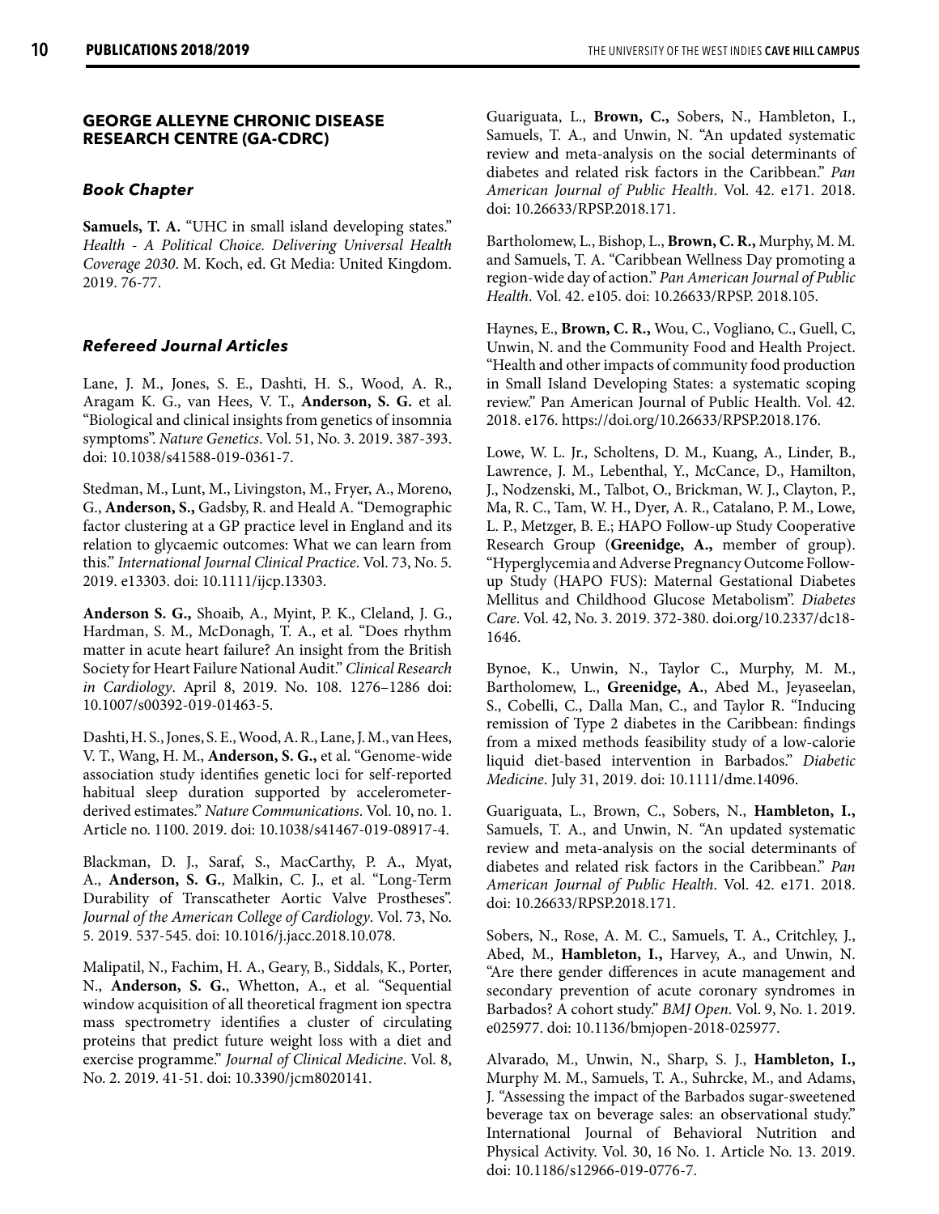## GEORGE ALLEYNE CHRONIC DISEASE RESEARCH CENTRE (GA-CDRC)

### *Book Chapter*

**Samuels, T. A.** "UHC in small island developing states." *Health - A Political Choice. Delivering Universal Health Coverage 2030*. M. Koch, ed. Gt Media: United Kingdom. 2019. 76-77.

### *Refereed Journal Articles*

Lane, J. M., Jones, S. E., Dashti, H. S., Wood, A. R., Aragam K. G., van Hees, V. T., **Anderson, S. G.** et al. "Biological and clinical insights from genetics of insomnia symptoms". *Nature Genetics*. Vol. 51, No. 3. 2019. 387-393. doi: 10.1038/s41588-019-0361-7.

Stedman, M., Lunt, M., Livingston, M., Fryer, A., Moreno, G., **Anderson, S.,** Gadsby, R. and Heald A. "Demographic factor clustering at a GP practice level in England and its relation to glycaemic outcomes: What we can learn from this." *International Journal Clinical Practice*. Vol. 73, No. 5. 2019. e13303. doi: 10.1111/ijcp.13303.

**Anderson S. G.,** Shoaib, A., Myint, P. K., Cleland, J. G., Hardman, S. M., McDonagh, T. A., et al. "Does rhythm matter in acute heart failure? An insight from the British Society for Heart Failure National Audit." *Clinical Research in Cardiology*. April 8, 2019. No. 108. 1276–1286 doi: 10.1007/s00392-019-01463-5.

Dashti, H. S., Jones, S. E., Wood, A. R., Lane, J. M., van Hees, V. T., Wang, H. M., **Anderson, S. G.,** et al. "Genome-wide association study identifies genetic loci for self-reported habitual sleep duration supported by accelerometer-derived estimates." *Nature Communications*. Vol. 10, no. 1. Article no. 1100. 2019. doi: 10.1038/s41467-019-08917-4.

Blackman, D. J., Saraf, S., MacCarthy, P. A., Myat, A., **Anderson, S. G.**, Malkin, C. J., et al. "Long-Term Durability of Transcatheter Aortic Valve Prostheses". *Journal of the American College of Cardiology*. Vol. 73, No. 5. 2019. 537-545. doi: 10.1016/j.jacc.2018.10.078.

Malipatil, N., Fachim, H. A., Geary, B., Siddals, K., Porter, N., **Anderson, S. G.**, Whetton, A., et al. "Sequential window acquisition of all theoretical fragment ion spectra mass spectrometry identifies a cluster of circulating proteins that predict future weight loss with a diet and exercise programme." *Journal of Clinical Medicine*. Vol. 8, No. 2. 2019. 41-51. doi: 10.3390/jcm8020141.

Guariguata, L., **Brown, C.,** Sobers, N., Hambleton, I., Samuels, T. A., and Unwin, N. "An updated systematic review and meta-analysis on the social determinants of diabetes and related risk factors in the Caribbean." *Pan American Journal of Public Health*. Vol. 42. e171. 2018. doi: 10.26633/RPSP.2018.171.

Bartholomew, L., Bishop, L., **Brown, C. R.,** Murphy, M. M. and Samuels, T. A. "Caribbean Wellness Day promoting a region-wide day of action." *Pan American Journal of Public Health*. Vol. 42. e105. doi: 10.26633/RPSP. 2018.105.

Haynes, E., **Brown, C. R.,** Wou, C., Vogliano, C., Guell, C, Unwin, N. and the Community Food and Health Project. "Health and other impacts of community food production in Small Island Developing States: a systematic scoping review." Pan American Journal of Public Health. Vol. 42. 2018. e176. https://doi.org/10.26633/RPSP.2018.176.

Lowe, W. L. Jr., Scholtens, D. M., Kuang, A., Linder, B., Lawrence, J. M., Lebenthal, Y., McCance, D., Hamilton, J., Nodzenski, M., Talbot, O., Brickman, W. J., Clayton, P., Ma, R. C., Tam, W. H., Dyer, A. R., Catalano, P. M., Lowe, L. P., Metzger, B. E.; HAPO Follow-up Study Cooperative Research Group (**Greenidge, A.,** member of group). "Hyperglycemia and Adverse Pregnancy Outcome Follow-up Study (HAPO FUS): Maternal Gestational Diabetes Mellitus and Childhood Glucose Metabolism". *Diabetes Care*. Vol. 42, No. 3. 2019. 372-380. doi.org/10.2337/dc18-1646.

Bynoe, K., Unwin, N., Taylor C., Murphy, M. M., Bartholomew, L., **Greenidge, A.**, Abed M., Jeyaseelan, S., Cobelli, C., Dalla Man, C., and Taylor R. "Inducing remission of Type 2 diabetes in the Caribbean: findings from a mixed methods feasibility study of a low-calorie liquid diet-based intervention in Barbados." *Diabetic Medicine*. July 31, 2019. doi: 10.1111/dme.14096.

Guariguata, L., Brown, C., Sobers, N., **Hambleton, I.,** Samuels, T. A., and Unwin, N. "An updated systematic review and meta-analysis on the social determinants of diabetes and related risk factors in the Caribbean." *Pan American Journal of Public Health*. Vol. 42. e171. 2018. doi: 10.26633/RPSP.2018.171.

Sobers, N., Rose, A. M. C., Samuels, T. A., Critchley, J., Abed, M., **Hambleton, I.,** Harvey, A., and Unwin, N. "Are there gender differences in acute management and secondary prevention of acute coronary syndromes in Barbados? A cohort study." *BMJ Open*. Vol. 9, No. 1. 2019. e025977. doi: 10.1136/bmjopen-2018-025977.

Alvarado, M., Unwin, N., Sharp, S. J., **Hambleton, I.,** Murphy M. M., Samuels, T. A., Suhrcke, M., and Adams, J. "Assessing the impact of the Barbados sugar-sweetened beverage tax on beverage sales: an observational study." International Journal of Behavioral Nutrition and Physical Activity. Vol. 30, 16 No. 1. Article No. 13. 2019. doi: 10.1186/s12966-019-0776-7.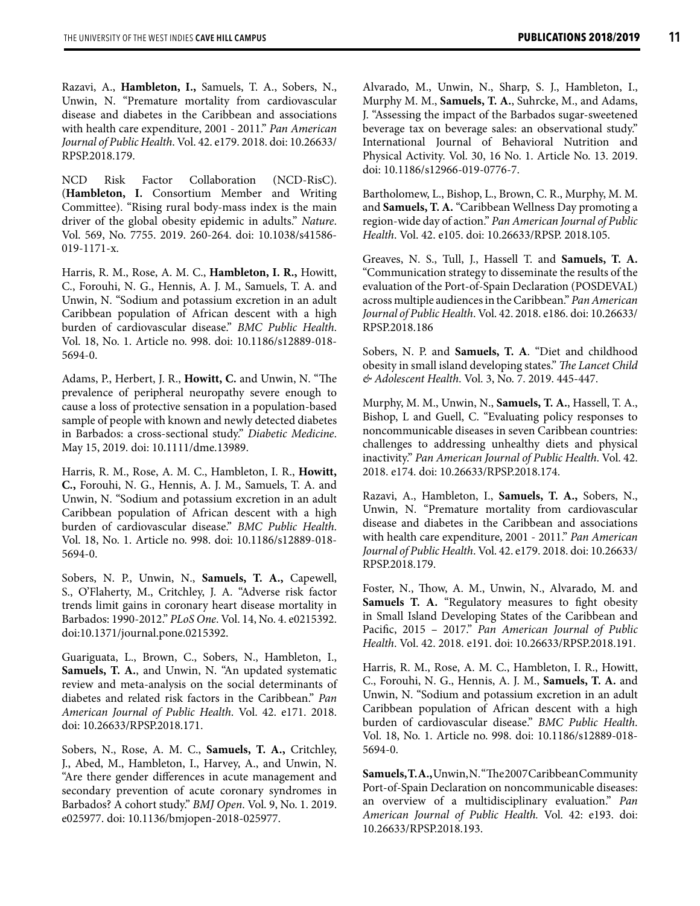Razavi, A., **Hambleton, I.,** Samuels, T. A., Sobers, N., Unwin, N. "Premature mortality from cardiovascular disease and diabetes in the Caribbean and associations with health care expenditure, 2001 - 2011." *Pan American Journal of Public Health*. Vol. 42. e179. 2018. doi: 10.26633/RPSP.2018.179.

NCD Risk Factor Collaboration (NCD-RisC). (**Hambleton, I.** Consortium Member and Writing Committee). "Rising rural body-mass index is the main driver of the global obesity epidemic in adults." *Nature*. Vol. 569, No. 7755. 2019. 260-264. doi: 10.1038/s41586-019-1171-x.

Harris, R. M., Rose, A. M. C., **Hambleton, I. R.,** Howitt, C., Forouhi, N. G., Hennis, A. J. M., Samuels, T. A. and Unwin, N. "Sodium and potassium excretion in an adult Caribbean population of African descent with a high burden of cardiovascular disease." *BMC Public Health*. Vol. 18, No. 1. Article no. 998. doi: 10.1186/s12889-018-5694-0.

Adams, P., Herbert, J. R., **Howitt, C.** and Unwin, N. "The prevalence of peripheral neuropathy severe enough to cause a loss of protective sensation in a population-based sample of people with known and newly detected diabetes in Barbados: a cross-sectional study." *Diabetic Medicine*. May 15, 2019. doi: 10.1111/dme.13989.

Harris, R. M., Rose, A. M. C., Hambleton, I. R., **Howitt, C.,** Forouhi, N. G., Hennis, A. J. M., Samuels, T. A. and Unwin, N. "Sodium and potassium excretion in an adult Caribbean population of African descent with a high burden of cardiovascular disease." *BMC Public Health*. Vol. 18, No. 1. Article no. 998. doi: 10.1186/s12889-018-5694-0.

Sobers, N. P., Unwin, N., **Samuels, T. A.,** Capewell, S., O'Flaherty, M., Critchley, J. A. "Adverse risk factor trends limit gains in coronary heart disease mortality in Barbados: 1990-2012." *PLoS One*. Vol. 14, No. 4. e0215392. doi:10.1371/journal.pone.0215392.

Guariguata, L., Brown, C., Sobers, N., Hambleton, I., **Samuels, T. A.**, and Unwin, N. "An updated systematic review and meta-analysis on the social determinants of diabetes and related risk factors in the Caribbean." *Pan American Journal of Public Health*. Vol. 42. e171. 2018. doi: 10.26633/RPSP.2018.171.

Sobers, N., Rose, A. M. C., **Samuels, T. A.,** Critchley, J., Abed, M., Hambleton, I., Harvey, A., and Unwin, N. "Are there gender differences in acute management and secondary prevention of acute coronary syndromes in Barbados? A cohort study." *BMJ Open*. Vol. 9, No. 1. 2019. e025977. doi: 10.1136/bmjopen-2018-025977.

Alvarado, M., Unwin, N., Sharp, S. J., Hambleton, I., Murphy M. M., **Samuels, T. A.**, Suhrcke, M., and Adams, J. "Assessing the impact of the Barbados sugar-sweetened beverage tax on beverage sales: an observational study." International Journal of Behavioral Nutrition and Physical Activity. Vol. 30, 16 No. 1. Article No. 13. 2019. doi: 10.1186/s12966-019-0776-7.

Bartholomew, L., Bishop, L., Brown, C. R., Murphy, M. M. and **Samuels, T. A.** "Caribbean Wellness Day promoting a region-wide day of action." *Pan American Journal of Public Health*. Vol. 42. e105. doi: 10.26633/RPSP. 2018.105.

Greaves, N. S., Tull, J., Hassell T. and **Samuels, T. A.** "Communication strategy to disseminate the results of the evaluation of the Port-of-Spain Declaration (POSDEVAL) across multiple audiences in the Caribbean." *Pan American Journal of Public Health*. Vol. 42. 2018. e186. doi: 10.26633/RPSP.2018.186

Sobers, N. P. and **Samuels, T. A**. "Diet and childhood obesity in small island developing states." *The Lancet Child & Adolescent Health*. Vol. 3, No. 7. 2019. 445-447.

Murphy, M. M., Unwin, N., **Samuels, T. A.**, Hassell, T. A., Bishop, L and Guell, C. "Evaluating policy responses to noncommunicable diseases in seven Caribbean countries: challenges to addressing unhealthy diets and physical inactivity." *Pan American Journal of Public Health*. Vol. 42. 2018. e174. doi: 10.26633/RPSP.2018.174.

Razavi, A., Hambleton, I., **Samuels, T. A.,** Sobers, N., Unwin, N. "Premature mortality from cardiovascular disease and diabetes in the Caribbean and associations with health care expenditure, 2001 - 2011." *Pan American Journal of Public Health*. Vol. 42. e179. 2018. doi: 10.26633/RPSP.2018.179.

Foster, N., Thow, A. M., Unwin, N., Alvarado, M. and **Samuels T. A.** "Regulatory measures to fight obesity in Small Island Developing States of the Caribbean and Pacific, 2015 – 2017." *Pan American Journal of Public Health*. Vol. 42. 2018. e191. doi: 10.26633/RPSP.2018.191.

Harris, R. M., Rose, A. M. C., Hambleton, I. R., Howitt, C., Forouhi, N. G., Hennis, A. J. M., **Samuels, T. A.** and Unwin, N. "Sodium and potassium excretion in an adult Caribbean population of African descent with a high burden of cardiovascular disease." *BMC Public Health*. Vol. 18, No. 1. Article no. 998. doi: 10.1186/s12889-018-5694-0.

**Samuels, T. A.,** Unwin, N. "The 2007 Caribbean Community Port-of-Spain Declaration on noncommunicable diseases: an overview of a multidisciplinary evaluation." *Pan American Journal of Public Health.* Vol. 42: e193. doi: 10.26633/RPSP.2018.193.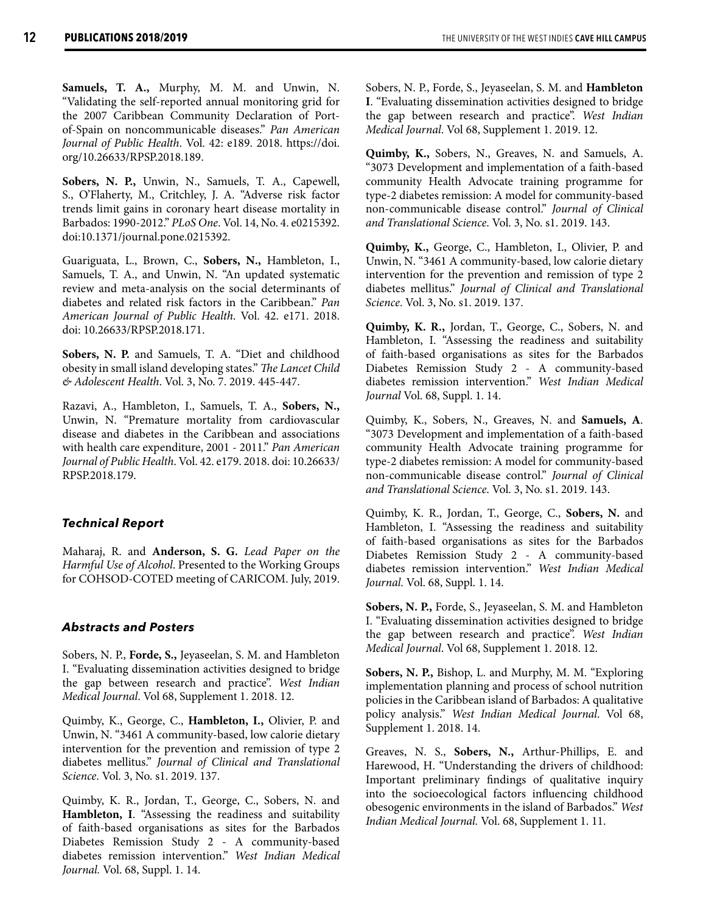**Samuels, T. A.,** Murphy, M. M. and Unwin, N. "Validating the self-reported annual monitoring grid for the 2007 Caribbean Community Declaration of Port-of-Spain on noncommunicable diseases." *Pan American Journal of Public Health*. Vol. 42: e189. 2018. https://doi.org/10.26633/RPSP.2018.189.

**Sobers, N. P.,** Unwin, N., Samuels, T. A., Capewell, S., O'Flaherty, M., Critchley, J. A. "Adverse risk factor trends limit gains in coronary heart disease mortality in Barbados: 1990-2012." *PLoS One*. Vol. 14, No. 4. e0215392. doi:10.1371/journal.pone.0215392.

Guariguata, L., Brown, C., **Sobers, N.,** Hambleton, I., Samuels, T. A., and Unwin, N. "An updated systematic review and meta-analysis on the social determinants of diabetes and related risk factors in the Caribbean." *Pan American Journal of Public Health*. Vol. 42. e171. 2018. doi: 10.26633/RPSP.2018.171.

**Sobers, N. P.** and Samuels, T. A. "Diet and childhood obesity in small island developing states." *The Lancet Child & Adolescent Health*. Vol. 3, No. 7. 2019. 445-447.

Razavi, A., Hambleton, I., Samuels, T. A., **Sobers, N.,** Unwin, N. "Premature mortality from cardiovascular disease and diabetes in the Caribbean and associations with health care expenditure, 2001 - 2011." *Pan American Journal of Public Health*. Vol. 42. e179. 2018. doi: 10.26633/RPSP.2018.179.

### *Technical Report*

Maharaj, R. and **Anderson, S. G.** *Lead Paper on the Harmful Use of Alcohol*. Presented to the Working Groups for COHSOD-COTED meeting of CARICOM. July, 2019.

### *Abstracts and Posters*

Sobers, N. P., **Forde, S.,** Jeyaseelan, S. M. and Hambleton I. "Evaluating dissemination activities designed to bridge the gap between research and practice". *West Indian Medical Journal*. Vol 68, Supplement 1. 2018. 12.

Quimby, K., George, C., **Hambleton, I.,** Olivier, P. and Unwin, N. "3461 A community-based, low calorie dietary intervention for the prevention and remission of type 2 diabetes mellitus." *Journal of Clinical and Translational Science*. Vol. 3, No. s1. 2019. 137.

Quimby, K. R., Jordan, T., George, C., Sobers, N. and **Hambleton, I**. "Assessing the readiness and suitability of faith-based organisations as sites for the Barbados Diabetes Remission Study 2 - A community-based diabetes remission intervention." *West Indian Medical Journal.* Vol. 68, Suppl. 1. 14.

Sobers, N. P., Forde, S., Jeyaseelan, S. M. and **Hambleton I**. "Evaluating dissemination activities designed to bridge the gap between research and practice". *West Indian Medical Journal*. Vol 68, Supplement 1. 2019. 12.

**Quimby, K.,** Sobers, N., Greaves, N. and Samuels, A. "3073 Development and implementation of a faith-based community Health Advocate training programme for type-2 diabetes remission: A model for community-based non-communicable disease control." *Journal of Clinical and Translational Science*. Vol. 3, No. s1. 2019. 143.

**Quimby, K.,** George, C., Hambleton, I., Olivier, P. and Unwin, N. "3461 A community-based, low calorie dietary intervention for the prevention and remission of type 2 diabetes mellitus." *Journal of Clinical and Translational Science*. Vol. 3, No. s1. 2019. 137.

**Quimby, K. R.,** Jordan, T., George, C., Sobers, N. and Hambleton, I. "Assessing the readiness and suitability of faith-based organisations as sites for the Barbados Diabetes Remission Study 2 - A community-based diabetes remission intervention." *West Indian Medical Journal* Vol. 68, Suppl. 1. 14.

Quimby, K., Sobers, N., Greaves, N. and **Samuels, A**. "3073 Development and implementation of a faith-based community Health Advocate training programme for type-2 diabetes remission: A model for community-based non-communicable disease control." *Journal of Clinical and Translational Science*. Vol. 3, No. s1. 2019. 143.

Quimby, K. R., Jordan, T., George, C., **Sobers, N.** and Hambleton, I. "Assessing the readiness and suitability of faith-based organisations as sites for the Barbados Diabetes Remission Study 2 - A community-based diabetes remission intervention." *West Indian Medical Journal.* Vol. 68, Suppl. 1. 14.

**Sobers, N. P.,** Forde, S., Jeyaseelan, S. M. and Hambleton I. "Evaluating dissemination activities designed to bridge the gap between research and practice". *West Indian Medical Journal*. Vol 68, Supplement 1. 2018. 12.

**Sobers, N. P.,** Bishop, L. and Murphy, M. M. "Exploring implementation planning and process of school nutrition policies in the Caribbean island of Barbados: A qualitative policy analysis." *West Indian Medical Journal*. Vol 68, Supplement 1. 2018. 14.

Greaves, N. S., **Sobers, N.,** Arthur-Phillips, E. and Harewood, H. "Understanding the drivers of childhood: Important preliminary findings of qualitative inquiry into the socioecological factors influencing childhood obesogenic environments in the island of Barbados." *West Indian Medical Journal.* Vol. 68, Supplement 1. 11.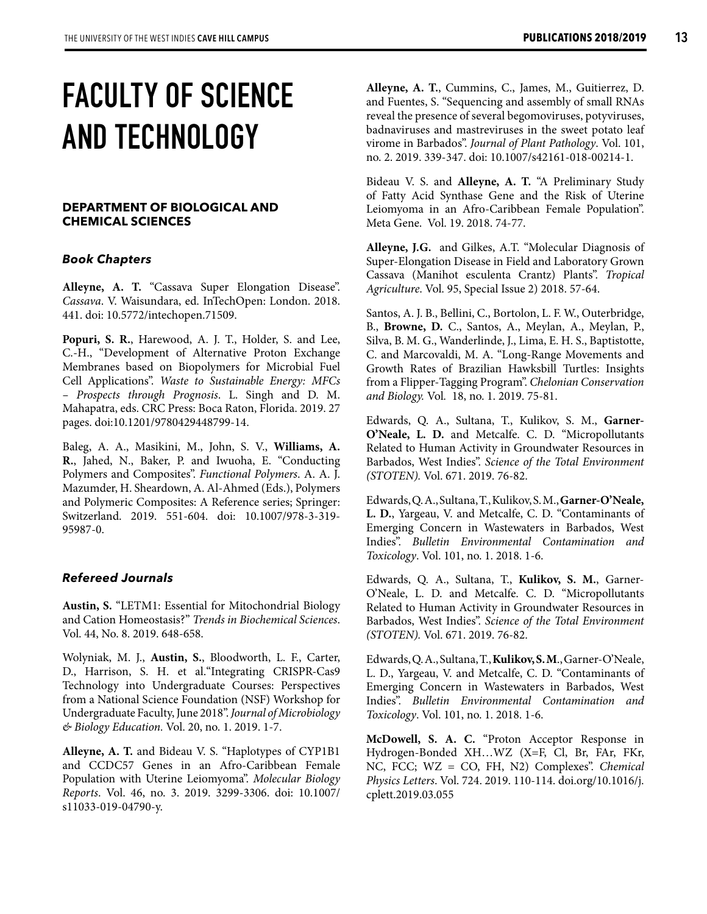# FACULTY OF SCIENCE AND TECHNOLOGY

## DEPARTMENT OF BIOLOGICAL AND CHEMICAL SCIENCES

### *Book Chapters*

**Alleyne, A. T.** "Cassava Super Elongation Disease". *Cassava*. V. Waisundara, ed. InTechOpen: London. 2018. 441. doi: 10.5772/intechopen.71509.

**Popuri, S. R.**, Harewood, A. J. T., Holder, S. and Lee, C.-H., "Development of Alternative Proton Exchange Membranes based on Biopolymers for Microbial Fuel Cell Applications". *Waste to Sustainable Energy: MFCs – Prospects through Prognosis*. L. Singh and D. M. Mahapatra, eds. CRC Press: Boca Raton, Florida. 2019. 27 pages. doi:10.1201/9780429448799-14.

Baleg, A. A., Masikini, M., John, S. V., **Williams, A. R.**, Jahed, N., Baker, P. and Iwuoha, E. "Conducting Polymers and Composites". *Functional Polymers*. A. A. J. Mazumder, H. Sheardown, A. Al-Ahmed (Eds.), Polymers and Polymeric Composites: A Reference series; Springer: Switzerland. 2019. 551-604. doi: 10.1007/978-3-319-95987-0.

### *Refereed Journals*

**Austin, S.** "LETM1: Essential for Mitochondrial Biology and Cation Homeostasis?" *Trends in Biochemical Sciences*. Vol. 44, No. 8. 2019. 648-658.

Wolyniak, M. J., **Austin, S.**, Bloodworth, L. F., Carter, D., Harrison, S. H. et al."Integrating CRISPR-Cas9 Technology into Undergraduate Courses: Perspectives from a National Science Foundation (NSF) Workshop for Undergraduate Faculty, June 2018". *Journal of Microbiology & Biology Education*. Vol. 20, no. 1. 2019. 1-7.

**Alleyne, A. T.** and Bideau V. S. "Haplotypes of CYP1B1 and CCDC57 Genes in an Afro-Caribbean Female Population with Uterine Leiomyoma". *Molecular Biology Reports*. Vol. 46, no. 3. 2019. 3299-3306. doi: 10.1007/s11033-019-04790-y.

**Alleyne, A. T.**, Cummins, C., James, M., Guitierrez, D. and Fuentes, S. "Sequencing and assembly of small RNAs reveal the presence of several begomoviruses, potyviruses, badnaviruses and mastreviruses in the sweet potato leaf virome in Barbados". *Journal of Plant Pathology*. Vol. 101, no. 2. 2019. 339-347. doi: 10.1007/s42161-018-00214-1.

Bideau V. S. and **Alleyne, A. T.** "A Preliminary Study of Fatty Acid Synthase Gene and the Risk of Uterine Leiomyoma in an Afro-Caribbean Female Population". Meta Gene. Vol. 19. 2018. 74-77.

**Alleyne, J.G.** and Gilkes, A.T. "Molecular Diagnosis of Super-Elongation Disease in Field and Laboratory Grown Cassava (Manihot esculenta Crantz) Plants". *Tropical Agriculture*. Vol. 95, Special Issue 2) 2018. 57-64.

Santos, A. J. B., Bellini, C., Bortolon, L. F. W., Outerbridge, B., **Browne, D.** C., Santos, A., Meylan, A., Meylan, P., Silva, B. M. G., Wanderlinde, J., Lima, E. H. S., Baptistotte, C. and Marcovaldi, M. A. "Long-Range Movements and Growth Rates of Brazilian Hawksbill Turtles: Insights from a Flipper-Tagging Program". *Chelonian Conservation and Biology.* Vol. 18, no. 1. 2019. 75-81.

Edwards, Q. A., Sultana, T., Kulikov, S. M., **Garner-O'Neale, L. D.** and Metcalfe. C. D. "Micropollutants Related to Human Activity in Groundwater Resources in Barbados, West Indies". *Science of the Total Environment (STOTEN).* Vol. 671. 2019. 76-82.

Edwards, Q. A., Sultana, T., Kulikov, S. M., **Garner-O'Neale, L. D.**, Yargeau, V. and Metcalfe, C. D. "Contaminants of Emerging Concern in Wastewaters in Barbados, West Indies". *Bulletin Environmental Contamination and Toxicology*. Vol. 101, no. 1. 2018. 1-6.

Edwards, Q. A., Sultana, T., **Kulikov, S. M.**, Garner-O'Neale, L. D. and Metcalfe. C. D. "Micropollutants Related to Human Activity in Groundwater Resources in Barbados, West Indies". *Science of the Total Environment (STOTEN).* Vol. 671. 2019. 76-82.

Edwards, Q. A., Sultana, T., **Kulikov, S. M.**, Garner-O'Neale, L. D., Yargeau, V. and Metcalfe, C. D. "Contaminants of Emerging Concern in Wastewaters in Barbados, West Indies". *Bulletin Environmental Contamination and Toxicology*. Vol. 101, no. 1. 2018. 1-6.

**McDowell, S. A. C.** "Proton Acceptor Response in Hydrogen-Bonded XH…WZ (X=F, Cl, Br, FAr, FKr, NC, FCC; WZ = CO, FH, N2) Complexes". *Chemical Physics Letters*. Vol. 724. 2019. 110-114. doi.org/10.1016/j.cplett.2019.03.055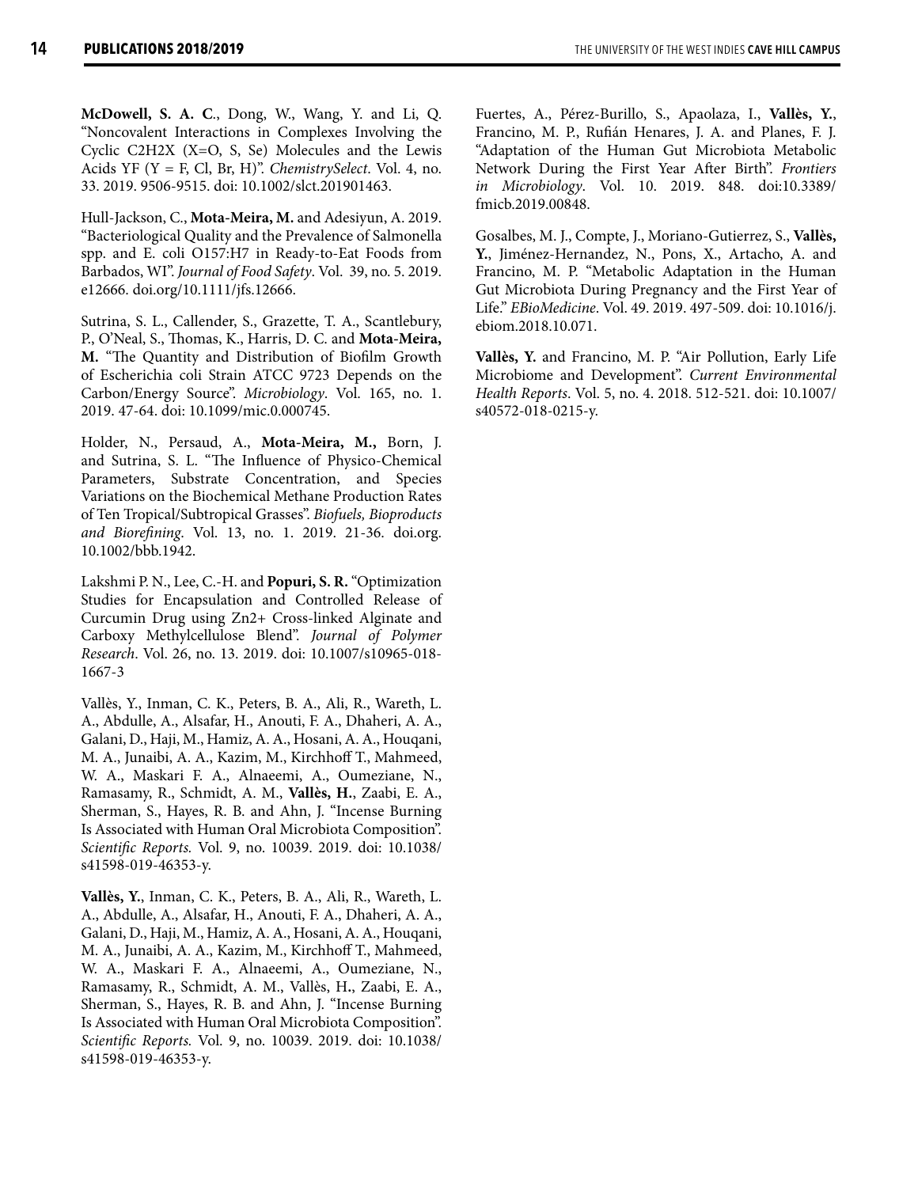**McDowell, S. A. C**., Dong, W., Wang, Y. and Li, Q. "Noncovalent Interactions in Complexes Involving the Cyclic C2H2X (X=O, S, Se) Molecules and the Lewis Acids YF (Y = F, Cl, Br, H)". *ChemistrySelect*. Vol. 4, no. 33. 2019. 9506-9515. doi: 10.1002/slct.201901463.

Hull-Jackson, C., **Mota-Meira, M.** and Adesiyun, A. 2019. "Bacteriological Quality and the Prevalence of Salmonella spp. and E. coli O157:H7 in Ready-to-Eat Foods from Barbados, WI". *Journal of Food Safety*. Vol. 39, no. 5. 2019. e12666. doi.org/10.1111/jfs.12666.

Sutrina, S. L., Callender, S., Grazette, T. A., Scantlebury, P., O'Neal, S., Thomas, K., Harris, D. C. and **Mota-Meira, M.** "The Quantity and Distribution of Biofilm Growth of Escherichia coli Strain ATCC 9723 Depends on the Carbon/Energy Source". *Microbiology*. Vol. 165, no. 1. 2019. 47-64. doi: 10.1099/mic.0.000745.

Holder, N., Persaud, A., **Mota-Meira, M.,** Born, J. and Sutrina, S. L. "The Influence of Physico-Chemical Parameters, Substrate Concentration, and Species Variations on the Biochemical Methane Production Rates of Ten Tropical/Subtropical Grasses". *Biofuels, Bioproducts and Biorefining*. Vol. 13, no. 1. 2019. 21-36. doi.org. 10.1002/bbb.1942.

Lakshmi P. N., Lee, C.-H. and **Popuri, S. R.** "Optimization Studies for Encapsulation and Controlled Release of Curcumin Drug using Zn2+ Cross-linked Alginate and Carboxy Methylcellulose Blend". *Journal of Polymer Research*. Vol. 26, no. 13. 2019. doi: 10.1007/s10965-018-1667-3

Vallès, Y., Inman, C. K., Peters, B. A., Ali, R., Wareth, L. A., Abdulle, A., Alsafar, H., Anouti, F. A., Dhaheri, A. A., Galani, D., Haji, M., Hamiz, A. A., Hosani, A. A., Houqani, M. A., Junaibi, A. A., Kazim, M., Kirchhoff T., Mahmeed, W. A., Maskari F. A., Alnaeemi, A., Oumeziane, N., Ramasamy, R., Schmidt, A. M., **Vallès, H.**, Zaabi, E. A., Sherman, S., Hayes, R. B. and Ahn, J. "Incense Burning Is Associated with Human Oral Microbiota Composition". *Scientific Reports.* Vol. 9, no. 10039. 2019. doi: 10.1038/s41598-019-46353-y.

**Vallès, Y.**, Inman, C. K., Peters, B. A., Ali, R., Wareth, L. A., Abdulle, A., Alsafar, H., Anouti, F. A., Dhaheri, A. A., Galani, D., Haji, M., Hamiz, A. A., Hosani, A. A., Houqani, M. A., Junaibi, A. A., Kazim, M., Kirchhoff T., Mahmeed, W. A., Maskari F. A., Alnaeemi, A., Oumeziane, N., Ramasamy, R., Schmidt, A. M., Vallès, H., Zaabi, E. A., Sherman, S., Hayes, R. B. and Ahn, J. "Incense Burning Is Associated with Human Oral Microbiota Composition". *Scientific Reports.* Vol. 9, no. 10039. 2019. doi: 10.1038/s41598-019-46353-y.

Fuertes, A., Pérez-Burillo, S., Apaolaza, I., **Vallès, Y.**, Francino, M. P., Rufián Henares, J. A. and Planes, F. J. "Adaptation of the Human Gut Microbiota Metabolic Network During the First Year After Birth". *Frontiers in Microbiology*. Vol. 10. 2019. 848. doi:10.3389/fmicb.2019.00848.

Gosalbes, M. J., Compte, J., Moriano-Gutierrez, S., **Vallès, Y.**, Jiménez-Hernandez, N., Pons, X., Artacho, A. and Francino, M. P. "Metabolic Adaptation in the Human Gut Microbiota During Pregnancy and the First Year of Life." *EBioMedicine*. Vol. 49. 2019. 497-509. doi: 10.1016/j.ebiom.2018.10.071.

**Vallès, Y.** and Francino, M. P. "Air Pollution, Early Life Microbiome and Development". *Current Environmental Health Reports*. Vol. 5, no. 4. 2018. 512-521. doi: 10.1007/s40572-018-0215-y.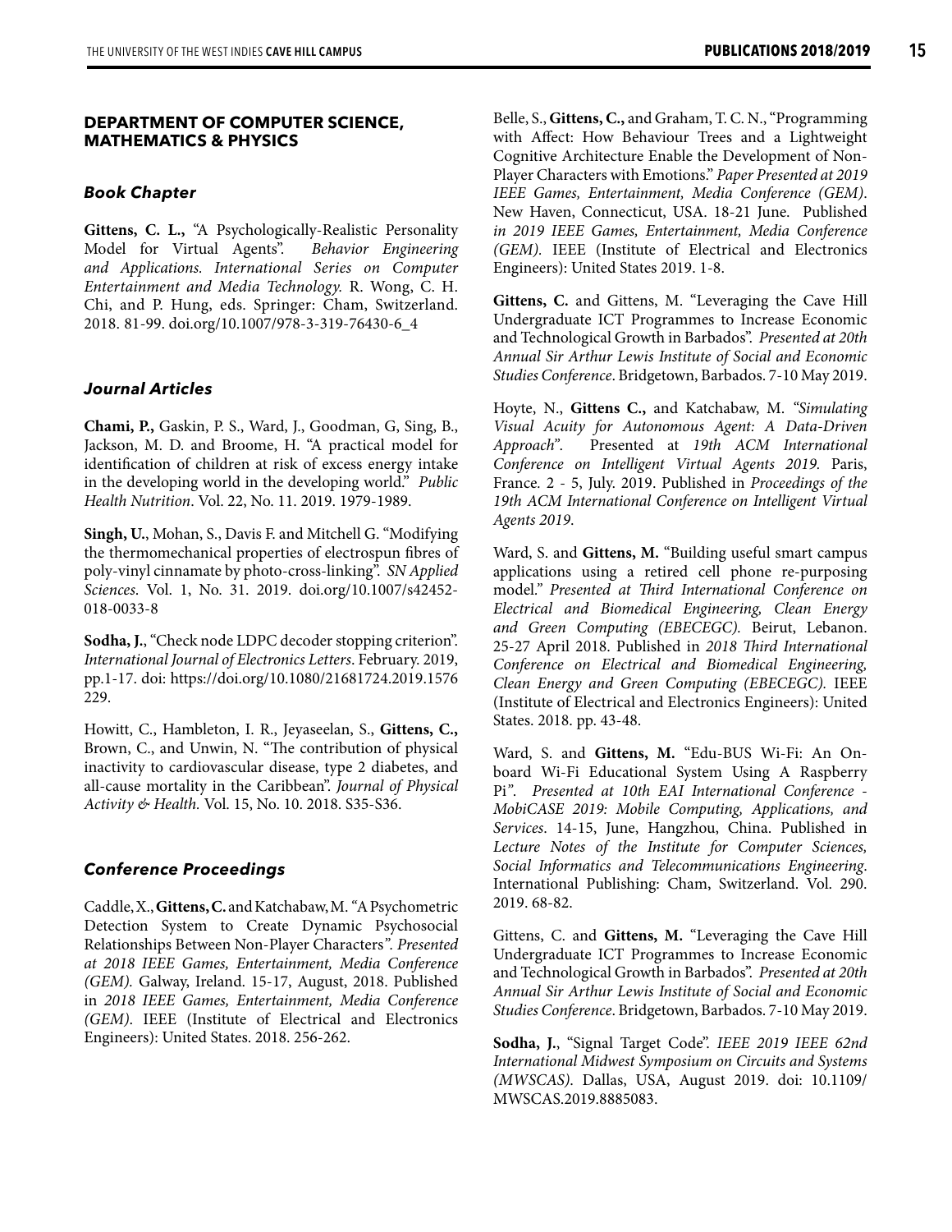## DEPARTMENT OF COMPUTER SCIENCE, MATHEMATICS & PHYSICS

### *Book Chapter*

**Gittens, C. L.,** "A Psychologically-Realistic Personality Model for Virtual Agents". *Behavior Engineering and Applications. International Series on Computer Entertainment and Media Technology.* R. Wong, C. H. Chi, and P. Hung, eds. Springer: Cham, Switzerland. 2018. 81-99. doi.org/10.1007/978-3-319-76430-6_4

### *Journal Articles*

**Chami, P.,** Gaskin, P. S., Ward, J., Goodman, G, Sing, B., Jackson, M. D. and Broome, H. "A practical model for identification of children at risk of excess energy intake in the developing world in the developing world." *Public Health Nutrition*. Vol. 22, No. 11. 2019. 1979-1989.

**Singh, U.**, Mohan, S., Davis F. and Mitchell G. "Modifying the thermomechanical properties of electrospun fibres of poly-vinyl cinnamate by photo-cross-linking". *SN Applied Sciences*. Vol. 1, No. 31. 2019. doi.org/10.1007/s42452-018-0033-8

**Sodha, J.**, "Check node LDPC decoder stopping criterion". *International Journal of Electronics Letters*. February. 2019, pp.1-17. doi: https://doi.org/10.1080/21681724.2019.1576229.

Howitt, C., Hambleton, I. R., Jeyaseelan, S., **Gittens, C.,** Brown, C., and Unwin, N. "The contribution of physical inactivity to cardiovascular disease, type 2 diabetes, and all-cause mortality in the Caribbean". *Journal of Physical Activity & Health.* Vol. 15, No. 10. 2018. S35-S36.

### *Conference Proceedings*

Caddle, X., **Gittens, C.** and Katchabaw, M. "A Psychometric Detection System to Create Dynamic Psychosocial Relationships Between Non-Player Characters". *Presented at 2018 IEEE Games, Entertainment, Media Conference (GEM).* Galway, Ireland. 15-17, August, 2018. Published in *2018 IEEE Games, Entertainment, Media Conference (GEM).* IEEE (Institute of Electrical and Electronics Engineers): United States. 2018. 256-262.

Belle, S., **Gittens, C.,** and Graham, T. C. N., "Programming with Affect: How Behaviour Trees and a Lightweight Cognitive Architecture Enable the Development of Non-Player Characters with Emotions." *Paper Presented at 2019 IEEE Games, Entertainment, Media Conference (GEM)*. New Haven, Connecticut, USA. 18-21 June. Published *in 2019 IEEE Games, Entertainment, Media Conference (GEM).* IEEE (Institute of Electrical and Electronics Engineers): United States 2019. 1-8.

**Gittens, C.** and Gittens, M. "Leveraging the Cave Hill Undergraduate ICT Programmes to Increase Economic and Technological Growth in Barbados". *Presented at 20th Annual Sir Arthur Lewis Institute of Social and Economic Studies Conference*. Bridgetown, Barbados. 7-10 May 2019.

Hoyte, N., **Gittens C.,** and Katchabaw, M. *"Simulating Visual Acuity for Autonomous Agent: A Data-Driven Approach".* Presented at *19th ACM International Conference on Intelligent Virtual Agents 2019.* Paris, France. 2 - 5, July. 2019. Published in *Proceedings of the 19th ACM International Conference on Intelligent Virtual Agents 2019.*

Ward, S. and **Gittens, M.** "Building useful smart campus applications using a retired cell phone re-purposing model." *Presented at Third International Conference on Electrical and Biomedical Engineering, Clean Energy and Green Computing (EBECEGC).* Beirut, Lebanon. 25-27 April 2018. Published in *2018 Third International Conference on Electrical and Biomedical Engineering, Clean Energy and Green Computing (EBECEGC).* IEEE (Institute of Electrical and Electronics Engineers): United States. 2018. pp. 43-48.

Ward, S. and **Gittens, M.** "Edu-BUS Wi-Fi: An On-board Wi-Fi Educational System Using A Raspberry Pi". *Presented at 10th EAI International Conference - MobiCASE 2019: Mobile Computing, Applications, and Services*. 14-15, June, Hangzhou, China. Published in *Lecture Notes of the Institute for Computer Sciences, Social Informatics and Telecommunications Engineering*. International Publishing: Cham, Switzerland. Vol. 290. 2019. 68-82.

Gittens, C. and **Gittens, M.** "Leveraging the Cave Hill Undergraduate ICT Programmes to Increase Economic and Technological Growth in Barbados". *Presented at 20th Annual Sir Arthur Lewis Institute of Social and Economic Studies Conference*. Bridgetown, Barbados. 7-10 May 2019.

**Sodha, J.**, "Signal Target Code". *IEEE 2019 IEEE 62nd International Midwest Symposium on Circuits and Systems (MWSCAS)*. Dallas, USA, August 2019. doi: 10.1109/MWSCAS.2019.8885083.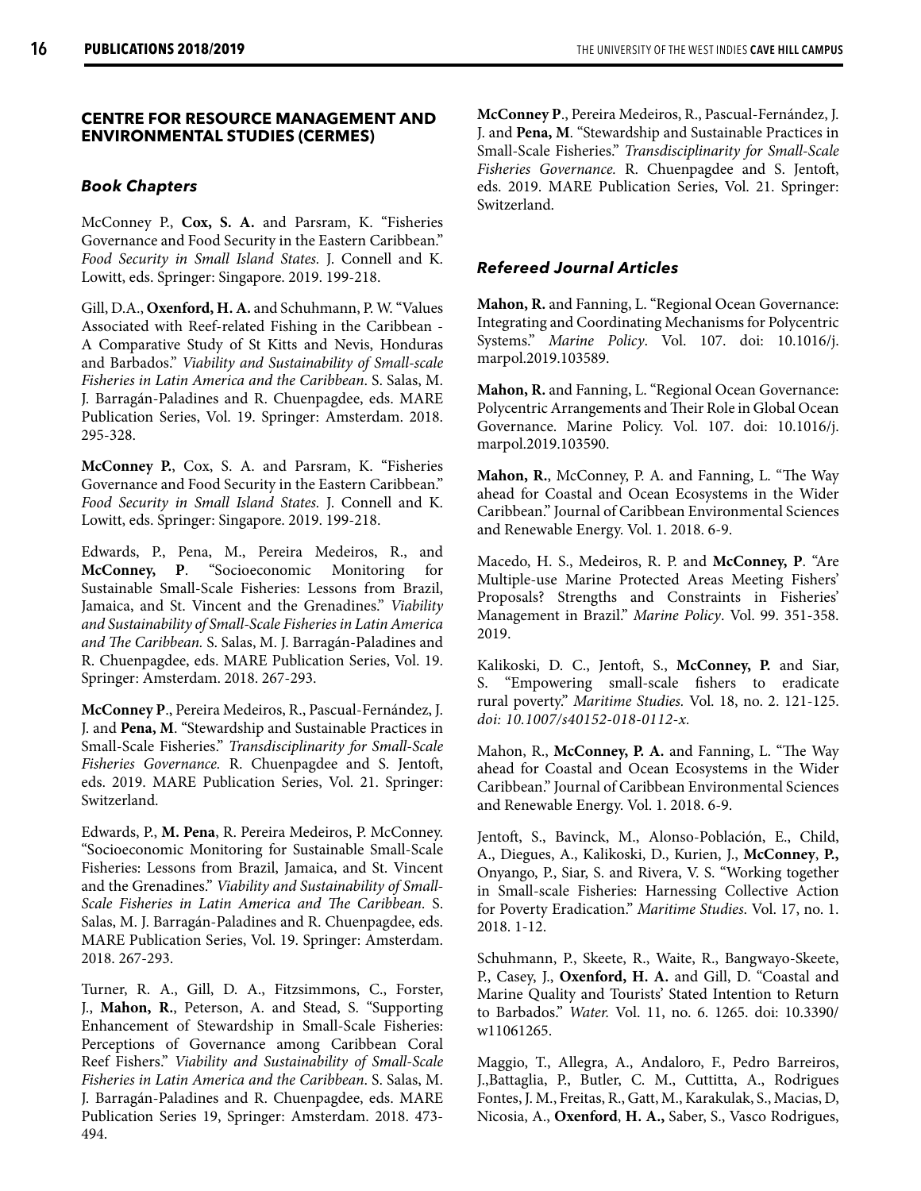## CENTRE FOR RESOURCE MANAGEMENT AND ENVIRONMENTAL STUDIES (CERMES)

### *Book Chapters*

McConney P., **Cox, S. A.** and Parsram, K. "Fisheries Governance and Food Security in the Eastern Caribbean." *Food Security in Small Island States.* J. Connell and K. Lowitt, eds. Springer: Singapore. 2019. 199-218.

Gill, D.A., **Oxenford, H. A.** and Schuhmann, P. W. "Values Associated with Reef-related Fishing in the Caribbean - A Comparative Study of St Kitts and Nevis, Honduras and Barbados." *Viability and Sustainability of Small-scale Fisheries in Latin America and the Caribbean*. S. Salas, M. J. Barragán-Paladines and R. Chuenpagdee, eds. MARE Publication Series, Vol. 19. Springer: Amsterdam. 2018. 295-328.

**McConney P.**, Cox, S. A. and Parsram, K. "Fisheries Governance and Food Security in the Eastern Caribbean." *Food Security in Small Island States.* J. Connell and K. Lowitt, eds. Springer: Singapore. 2019. 199-218.

Edwards, P., Pena, M., Pereira Medeiros, R., and **McConney, P**. "Socioeconomic Monitoring for Sustainable Small-Scale Fisheries: Lessons from Brazil, Jamaica, and St. Vincent and the Grenadines." *Viability and Sustainability of Small-Scale Fisheries in Latin America and The Caribbean.* S. Salas, M. J. Barragán-Paladines and R. Chuenpagdee, eds. MARE Publication Series, Vol. 19. Springer: Amsterdam. 2018. 267-293.

**McConney P**., Pereira Medeiros, R., Pascual-Fernández, J. J. and **Pena, M**. "Stewardship and Sustainable Practices in Small-Scale Fisheries." *Transdisciplinarity for Small-Scale Fisheries Governance.* R. Chuenpagdee and S. Jentoft, eds. 2019. MARE Publication Series, Vol. 21. Springer: Switzerland.

Edwards, P., **M. Pena**, R. Pereira Medeiros, P. McConney. "Socioeconomic Monitoring for Sustainable Small-Scale Fisheries: Lessons from Brazil, Jamaica, and St. Vincent and the Grenadines." *Viability and Sustainability of Small-Scale Fisheries in Latin America and The Caribbean.* S. Salas, M. J. Barragán-Paladines and R. Chuenpagdee, eds. MARE Publication Series, Vol. 19. Springer: Amsterdam. 2018. 267-293.

Turner, R. A., Gill, D. A., Fitzsimmons, C., Forster, J., **Mahon, R.**, Peterson, A. and Stead, S. "Supporting Enhancement of Stewardship in Small-Scale Fisheries: Perceptions of Governance among Caribbean Coral Reef Fishers." *Viability and Sustainability of Small-Scale Fisheries in Latin America and the Caribbean*. S. Salas, M. J. Barragán-Paladines and R. Chuenpagdee, eds. MARE Publication Series 19, Springer: Amsterdam. 2018. 473-494.

**McConney P**., Pereira Medeiros, R., Pascual-Fernández, J. J. and **Pena, M**. "Stewardship and Sustainable Practices in Small-Scale Fisheries." *Transdisciplinarity for Small-Scale Fisheries Governance.* R. Chuenpagdee and S. Jentoft, eds. 2019. MARE Publication Series, Vol. 21. Springer: Switzerland.

### *Refereed Journal Articles*

**Mahon, R.** and Fanning, L. "Regional Ocean Governance: Integrating and Coordinating Mechanisms for Polycentric Systems." *Marine Policy*. Vol. 107. doi: 10.1016/j.marpol.2019.103589.

**Mahon, R.** and Fanning, L. "Regional Ocean Governance: Polycentric Arrangements and Their Role in Global Ocean Governance. Marine Policy. Vol. 107. doi: 10.1016/j.marpol.2019.103590.

**Mahon, R.**, McConney, P. A. and Fanning, L. "The Way ahead for Coastal and Ocean Ecosystems in the Wider Caribbean." Journal of Caribbean Environmental Sciences and Renewable Energy. Vol. 1. 2018. 6-9.

Macedo, H. S., Medeiros, R. P. and **McConney, P**. "Are Multiple-use Marine Protected Areas Meeting Fishers' Proposals? Strengths and Constraints in Fisheries' Management in Brazil." *Marine Policy*. Vol. 99. 351-358. 2019.

Kalikoski, D. C., Jentoft, S., **McConney, P.** and Siar, S. "Empowering small-scale fishers to eradicate rural poverty." *Maritime Studies.* Vol. 18, no. 2. 121-125. *doi: 10.1007/s40152-018-0112-x.*

Mahon, R., **McConney, P. A.** and Fanning, L. "The Way ahead for Coastal and Ocean Ecosystems in the Wider Caribbean." Journal of Caribbean Environmental Sciences and Renewable Energy. Vol. 1. 2018. 6-9.

Jentoft, S., Bavinck, M., Alonso-Población, E., Child, A., Diegues, A., Kalikoski, D., Kurien, J., **McConney**, **P.,** Onyango, P., Siar, S. and Rivera, V. S. "Working together in Small-scale Fisheries: Harnessing Collective Action for Poverty Eradication." *Maritime Studies*. Vol. 17, no. 1. 2018. 1-12.

Schuhmann, P., Skeete, R., Waite, R., Bangwayo-Skeete, P., Casey, J., **Oxenford, H. A.** and Gill, D. "Coastal and Marine Quality and Tourists' Stated Intention to Return to Barbados." *Water.* Vol. 11, no. 6. 1265. doi: 10.3390/w11061265.

Maggio, T., Allegra, A., Andaloro, F., Pedro Barreiros, J.,Battaglia, P., Butler, C. M., Cuttitta, A., Rodrigues Fontes, J. M., Freitas, R., Gatt, M., Karakulak, S., Macias, D, Nicosia, A., **Oxenford**, **H. A.,** Saber, S., Vasco Rodrigues,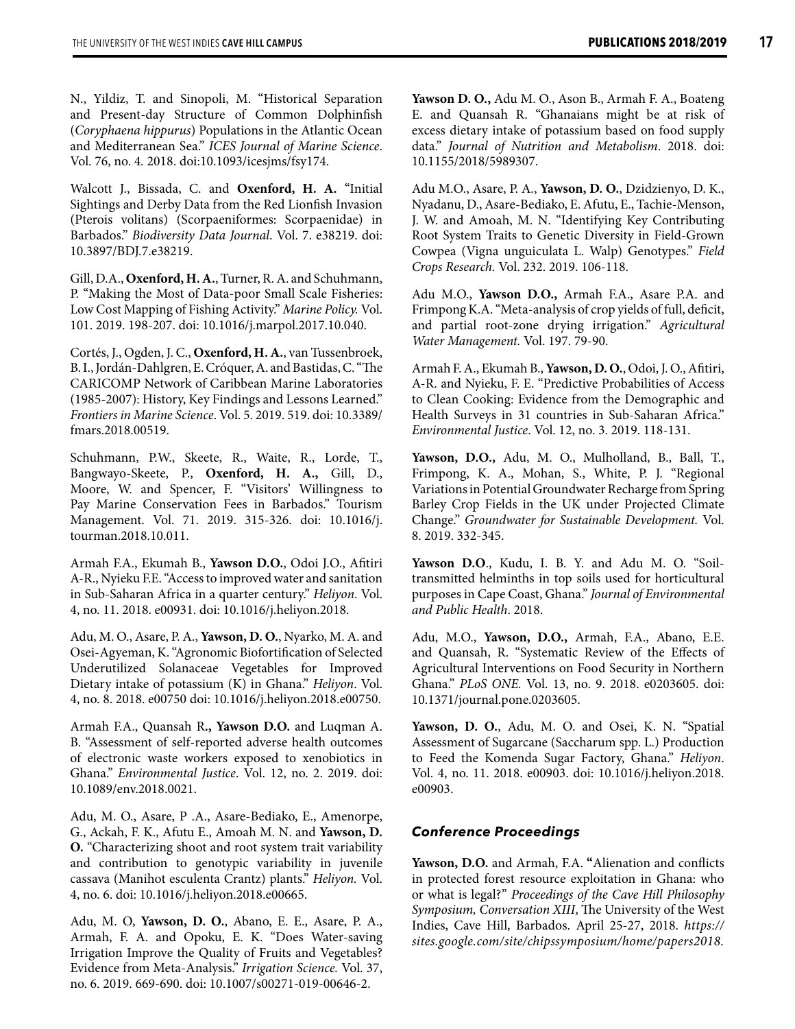N., Yildiz, T. and Sinopoli, M. "Historical Separation and Present-day Structure of Common Dolphinfish (*Coryphaena hippurus*) Populations in the Atlantic Ocean and Mediterranean Sea." *ICES Journal of Marine Science*. Vol. 76, no. 4. 2018. doi:10.1093/icesjms/fsy174.

Walcott J., Bissada, C. and **Oxenford, H. A.** "Initial Sightings and Derby Data from the Red Lionfish Invasion (Pterois volitans) (Scorpaeniformes: Scorpaenidae) in Barbados." *Biodiversity Data Journal*. Vol. 7. e38219. doi: 10.3897/BDJ.7.e38219.

Gill, D.A., **Oxenford, H. A.**, Turner, R. A. and Schuhmann, P. "Making the Most of Data-poor Small Scale Fisheries: Low Cost Mapping of Fishing Activity." *Marine Policy.* Vol. 101. 2019. 198-207. doi: 10.1016/j.marpol.2017.10.040.

Cortés, J., Ogden, J. C., **Oxenford, H. A.**, van Tussenbroek, B. I., Jordán-Dahlgren, E. Cróquer, A. and Bastidas, C. "The CARICOMP Network of Caribbean Marine Laboratories (1985-2007): History, Key Findings and Lessons Learned." *Frontiers in Marine Science*. Vol. 5. 2019. 519. doi: 10.3389/fmars.2018.00519.

Schuhmann, P.W., Skeete, R., Waite, R., Lorde, T., Bangwayo-Skeete, P., **Oxenford, H. A.,** Gill, D., Moore, W. and Spencer, F. "Visitors' Willingness to Pay Marine Conservation Fees in Barbados." Tourism Management. Vol. 71. 2019. 315-326. doi: 10.1016/j.tourman.2018.10.011.

Armah F.A., Ekumah B., **Yawson D.O.**, Odoi J.O., Afitiri A-R., Nyieku F.E. "Access to improved water and sanitation in Sub-Saharan Africa in a quarter century." *Heliyon*. Vol. 4, no. 11. 2018. e00931. doi: 10.1016/j.heliyon.2018.

Adu, M. O., Asare, P. A., **Yawson, D. O.**, Nyarko, M. A. and Osei-Agyeman, K. "Agronomic Biofortification of Selected Underutilized Solanaceae Vegetables for Improved Dietary intake of potassium (K) in Ghana." *Heliyon*. Vol. 4, no. 8. 2018. e00750 doi: 10.1016/j.heliyon.2018.e00750.

Armah F.A., Quansah R**., Yawson D.O.** and Luqman A. B. "Assessment of self-reported adverse health outcomes of electronic waste workers exposed to xenobiotics in Ghana." *Environmental Justice*. Vol. 12, no. 2. 2019. doi: 10.1089/env.2018.0021.

Adu, M. O., Asare, P .A., Asare-Bediako, E., Amenorpe, G., Ackah, F. K., Afutu E., Amoah M. N. and **Yawson, D. O.** "Characterizing shoot and root system trait variability and contribution to genotypic variability in juvenile cassava (Manihot esculenta Crantz) plants." *Heliyon.* Vol. 4, no. 6. doi: 10.1016/j.heliyon.2018.e00665.

Adu, M. O, **Yawson, D. O.**, Abano, E. E., Asare, P. A., Armah, F. A. and Opoku, E. K. "Does Water-saving Irrigation Improve the Quality of Fruits and Vegetables? Evidence from Meta-Analysis." *Irrigation Science.* Vol. 37, no. 6. 2019. 669-690. doi: 10.1007/s00271-019-00646-2.

**Yawson D. O.,** Adu M. O., Ason B., Armah F. A., Boateng E. and Quansah R. "Ghanaians might be at risk of excess dietary intake of potassium based on food supply data." *Journal of Nutrition and Metabolism*. 2018. doi: 10.1155/2018/5989307.

Adu M.O., Asare, P. A., **Yawson, D. O.**, Dzidzienyo, D. K., Nyadanu, D., Asare-Bediako, E. Afutu, E., Tachie-Menson, J. W. and Amoah, M. N. "Identifying Key Contributing Root System Traits to Genetic Diversity in Field-Grown Cowpea (Vigna unguiculata L. Walp) Genotypes." *Field Crops Research.* Vol. 232. 2019. 106-118.

Adu M.O., **Yawson D.O.,** Armah F.A., Asare P.A. and Frimpong K.A. "Meta-analysis of crop yields of full, deficit, and partial root-zone drying irrigation." *Agricultural Water Management.* Vol. 197. 79-90.

Armah F. A., Ekumah B., **Yawson, D. O.**, Odoi, J. O., Afitiri, A-R. and Nyieku, F. E. "Predictive Probabilities of Access to Clean Cooking: Evidence from the Demographic and Health Surveys in 31 countries in Sub-Saharan Africa." *Environmental Justice*. Vol. 12, no. 3. 2019. 118-131.

**Yawson, D.O.,** Adu, M. O., Mulholland, B., Ball, T., Frimpong, K. A., Mohan, S., White, P. J. "Regional Variations in Potential Groundwater Recharge from Spring Barley Crop Fields in the UK under Projected Climate Change." *Groundwater for Sustainable Development.* Vol. 8. 2019. 332-345.

**Yawson D.O**., Kudu, I. B. Y. and Adu M. O. "Soil-transmitted helminths in top soils used for horticultural purposes in Cape Coast, Ghana." *Journal of Environmental and Public Health*. 2018.

Adu, M.O., **Yawson, D.O.,** Armah, F.A., Abano, E.E. and Quansah, R. "Systematic Review of the Effects of Agricultural Interventions on Food Security in Northern Ghana." *PLoS ONE.* Vol. 13, no. 9. 2018. e0203605. doi: 10.1371/journal.pone.0203605.

**Yawson, D. O.**, Adu, M. O. and Osei, K. N. "Spatial Assessment of Sugarcane (Saccharum spp. L.) Production to Feed the Komenda Sugar Factory, Ghana." *Heliyon*. Vol. 4, no. 11. 2018. e00903. doi: 10.1016/j.heliyon.2018.e00903.

### *Conference Proceedings*

**Yawson, D.O.** and Armah, F.A. **"**Alienation and conflicts in protected forest resource exploitation in Ghana: who or what is legal?" *Proceedings of the Cave Hill Philosophy Symposium, Conversation XIII*, The University of the West Indies, Cave Hill, Barbados. April 25-27, 2018. *https://sites.google.com/site/chipssymposium/home/papers2018*.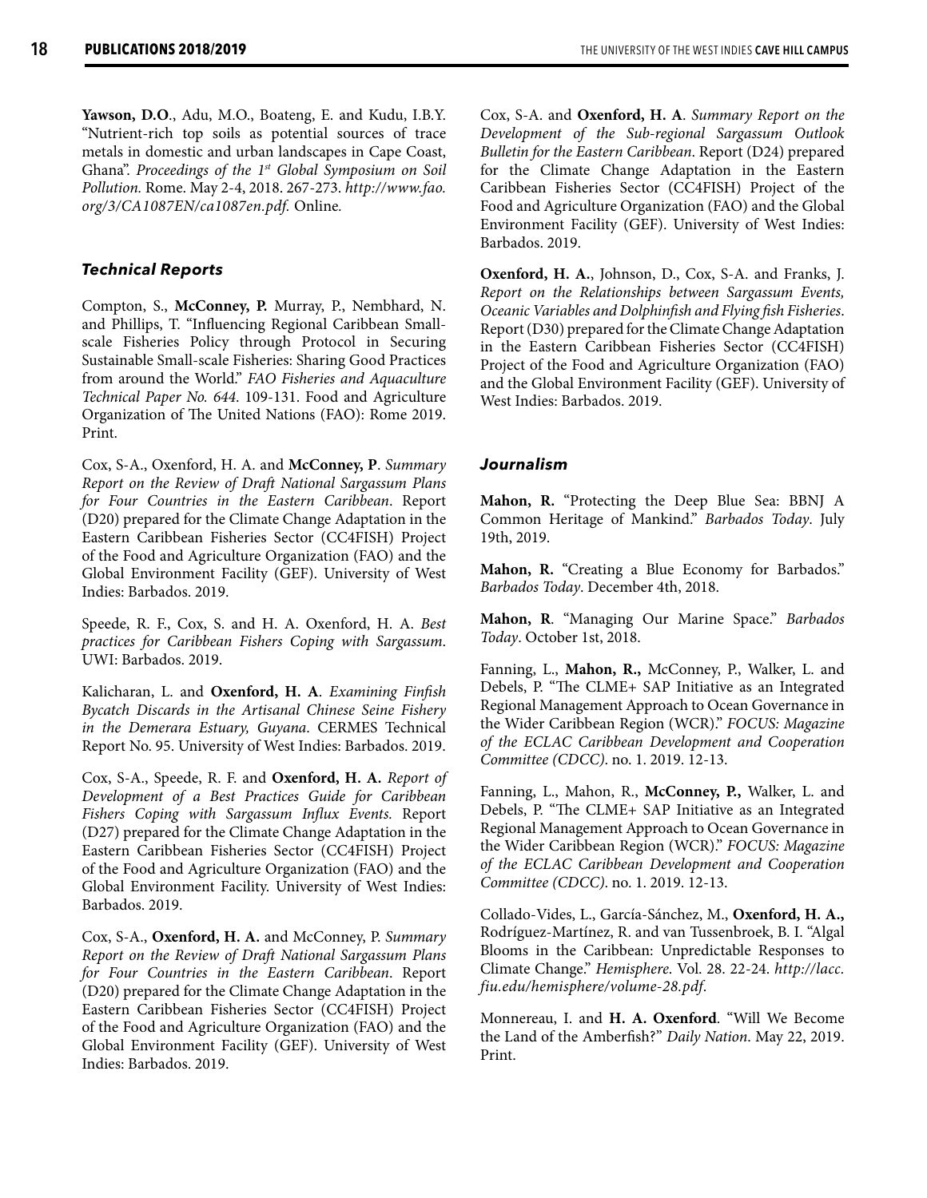**Yawson, D.O**., Adu, M.O., Boateng, E. and Kudu, I.B.Y. "Nutrient-rich top soils as potential sources of trace metals in domestic and urban landscapes in Cape Coast, Ghana". *Proceedings of the 1st Global Symposium on Soil Pollution.* Rome. May 2-4, 2018. 267-273. *http://www.fao.org/3/CA1087EN/ca1087en.pdf.* Online.

### Technical Reports

Compton, S., **McConney, P.** Murray, P., Nembhard, N. and Phillips, T. "Influencing Regional Caribbean Small-scale Fisheries Policy through Protocol in Securing Sustainable Small-scale Fisheries: Sharing Good Practices from around the World." *FAO Fisheries and Aquaculture Technical Paper No. 644.* 109-131. Food and Agriculture Organization of The United Nations (FAO): Rome 2019. Print.

Cox, S-A., Oxenford, H. A. and **McConney, P**. *Summary Report on the Review of Draft National Sargassum Plans for Four Countries in the Eastern Caribbean*. Report (D20) prepared for the Climate Change Adaptation in the Eastern Caribbean Fisheries Sector (CC4FISH) Project of the Food and Agriculture Organization (FAO) and the Global Environment Facility (GEF). University of West Indies: Barbados. 2019.

Speede, R. F., Cox, S. and H. A. Oxenford, H. A. *Best practices for Caribbean Fishers Coping with Sargassum*. UWI: Barbados. 2019.

Kalicharan, L. and **Oxenford, H. A**. *Examining Finfish Bycatch Discards in the Artisanal Chinese Seine Fishery in the Demerara Estuary, Guyana*. CERMES Technical Report No. 95. University of West Indies: Barbados. 2019.

Cox, S-A., Speede, R. F. and **Oxenford, H. A.** *Report of Development of a Best Practices Guide for Caribbean Fishers Coping with Sargassum Influx Events.* Report (D27) prepared for the Climate Change Adaptation in the Eastern Caribbean Fisheries Sector (CC4FISH) Project of the Food and Agriculture Organization (FAO) and the Global Environment Facility. University of West Indies: Barbados. 2019.

Cox, S-A., **Oxenford, H. A.** and McConney, P. *Summary Report on the Review of Draft National Sargassum Plans for Four Countries in the Eastern Caribbean*. Report (D20) prepared for the Climate Change Adaptation in the Eastern Caribbean Fisheries Sector (CC4FISH) Project of the Food and Agriculture Organization (FAO) and the Global Environment Facility (GEF). University of West Indies: Barbados. 2019.

Cox, S-A. and **Oxenford, H. A**. *Summary Report on the Development of the Sub-regional Sargassum Outlook Bulletin for the Eastern Caribbean.* Report (D24) prepared for the Climate Change Adaptation in the Eastern Caribbean Fisheries Sector (CC4FISH) Project of the Food and Agriculture Organization (FAO) and the Global Environment Facility (GEF). University of West Indies: Barbados. 2019.

**Oxenford, H. A.**, Johnson, D., Cox, S-A. and Franks, J. *Report on the Relationships between Sargassum Events, Oceanic Variables and Dolphinfish and Flying fish Fisheries*. Report (D30) prepared for the Climate Change Adaptation in the Eastern Caribbean Fisheries Sector (CC4FISH) Project of the Food and Agriculture Organization (FAO) and the Global Environment Facility (GEF). University of West Indies: Barbados. 2019.

### Journalism

**Mahon, R.** "Protecting the Deep Blue Sea: BBNJ A Common Heritage of Mankind." *Barbados Today*. July 19th, 2019.

**Mahon, R.** "Creating a Blue Economy for Barbados." *Barbados Today*. December 4th, 2018.

**Mahon, R**. "Managing Our Marine Space." *Barbados Today*. October 1st, 2018.

Fanning, L., **Mahon, R.,** McConney, P., Walker, L. and Debels, P. "The CLME+ SAP Initiative as an Integrated Regional Management Approach to Ocean Governance in the Wider Caribbean Region (WCR)." *FOCUS: Magazine of the ECLAC Caribbean Development and Cooperation Committee (CDCC)*. no. 1. 2019. 12-13.

Fanning, L., Mahon, R., **McConney, P.,** Walker, L. and Debels, P. "The CLME+ SAP Initiative as an Integrated Regional Management Approach to Ocean Governance in the Wider Caribbean Region (WCR)." *FOCUS: Magazine of the ECLAC Caribbean Development and Cooperation Committee (CDCC)*. no. 1. 2019. 12-13.

Collado-Vides, L., García-Sánchez, M., **Oxenford, H. A.,** Rodríguez-Martínez, R. and van Tussenbroek, B. I. "Algal Blooms in the Caribbean: Unpredictable Responses to Climate Change." *Hemisphere.* Vol. 28. 22-24. *http://lacc.fiu.edu/hemisphere/volume-28.pdf*.

Monnereau, I. and **H. A. Oxenford**. "Will We Become the Land of the Amberfish?" *Daily Nation*. May 22, 2019. Print.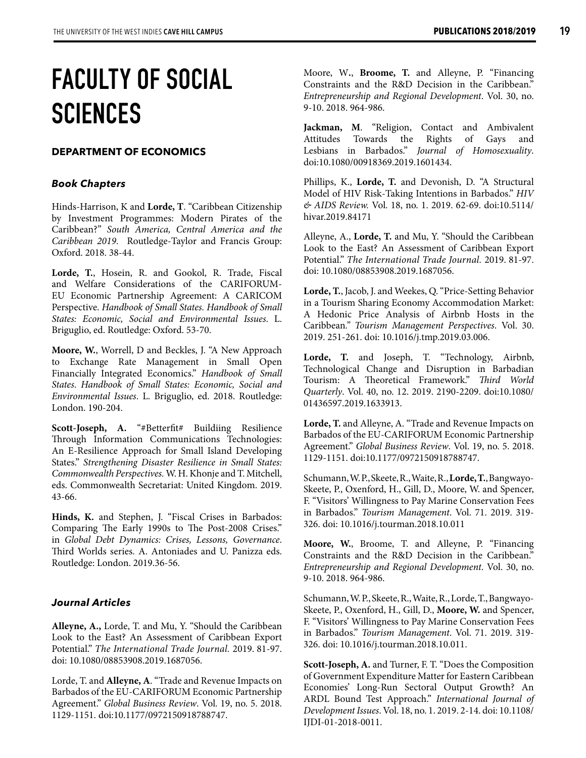# FACULTY OF SOCIAL SCIENCES

## DEPARTMENT OF ECONOMICS

### *Book Chapters*

Hinds-Harrison, K and **Lorde, T**. "Caribbean Citizenship by Investment Programmes: Modern Pirates of the Caribbean?" *South America, Central America and the Caribbean 2019*. Routledge-Taylor and Francis Group: Oxford. 2018. 38-44.

**Lorde, T.**, Hosein, R. and Gookol, R. Trade, Fiscal and Welfare Considerations of the CARIFORUM-EU Economic Partnership Agreement: A CARICOM Perspective. *Handbook of Small States. Handbook of Small States: Economic, Social and Environmental Issues*. L. Briguglio, ed. Routledge: Oxford. 53-70.

**Moore, W.**, Worrell, D and Beckles, J. "A New Approach to Exchange Rate Management in Small Open Financially Integrated Economics." *Handbook of Small States. Handbook of Small States: Economic, Social and Environmental Issues*. L. Briguglio, ed. 2018. Routledge: London. 190-204.

**Scott-Joseph, A.** "#Betterfit# Buildiing Resilience Through Information Communications Technologies: An E-Resilience Approach for Small Island Developing States." *Strengthening Disaster Resilience in Small States: Commonwealth Perspectives.* W. H. Khonje and T. Mitchell, eds. Commonwealth Secretariat: United Kingdom. 2019. 43-66.

**Hinds, K.** and Stephen, J. "Fiscal Crises in Barbados: Comparing The Early 1990s to The Post-2008 Crises." in *Global Debt Dynamics: Crises, Lessons, Governance*. Third Worlds series. A. Antoniades and U. Panizza eds. Routledge: London. 2019.36-56.

### *Journal Articles*

**Alleyne, A.,** Lorde, T. and Mu, Y. "Should the Caribbean Look to the East? An Assessment of Caribbean Export Potential." *The International Trade Journal.* 2019. 81-97. doi: 10.1080/08853908.2019.1687056.

Lorde, T. and **Alleyne, A**. "Trade and Revenue Impacts on Barbados of the EU-CARIFORUM Economic Partnership Agreement." *Global Business Review*. Vol. 19, no. 5. 2018. 1129-1151. doi:10.1177/0972150918788747.

Moore, W., **Broome, T.** and Alleyne, P. "Financing Constraints and the R&D Decision in the Caribbean." *Entrepreneurship and Regional Development*. Vol. 30, no. 9-10. 2018. 964-986.

**Jackman, M**. "Religion, Contact and Ambivalent Attitudes Towards the Rights of Gays and Lesbians in Barbados." *Journal of Homosexuality*. doi:10.1080/00918369.2019.1601434.

Phillips, K., **Lorde, T.** and Devonish, D. "A Structural Model of HIV Risk-Taking Intentions in Barbados." *HIV & AIDS Review.* Vol. 18, no. 1. 2019. 62-69. doi:10.5114/hivar.2019.84171

Alleyne, A., **Lorde, T.** and Mu, Y. "Should the Caribbean Look to the East? An Assessment of Caribbean Export Potential." *The International Trade Journal.* 2019. 81-97. doi: 10.1080/08853908.2019.1687056.

**Lorde, T.**, Jacob, J. and Weekes, Q. "Price-Setting Behavior in a Tourism Sharing Economy Accommodation Market: A Hedonic Price Analysis of Airbnb Hosts in the Caribbean." *Tourism Management Perspectives*. Vol. 30. 2019. 251-261. doi: 10.1016/j.tmp.2019.03.006.

**Lorde, T.** and Joseph, T. "Technology, Airbnb, Technological Change and Disruption in Barbadian Tourism: A Theoretical Framework." *Third World Quarterly*. Vol. 40, no. 12. 2019. 2190-2209. doi:10.1080/01436597.2019.1633913.

**Lorde, T.** and Alleyne, A. "Trade and Revenue Impacts on Barbados of the EU-CARIFORUM Economic Partnership Agreement." *Global Business Review*. Vol. 19, no. 5. 2018. 1129-1151. doi:10.1177/0972150918788747.

Schumann, W. P., Skeete, R., Waite, R., **Lorde, T.**, Bangwayo-Skeete, P., Oxenford, H., Gill, D., Moore, W. and Spencer, F. "Visitors' Willingness to Pay Marine Conservation Fees in Barbados." *Tourism Management*. Vol. 71. 2019. 319-326. doi: 10.1016/j.tourman.2018.10.011

**Moore, W.**, Broome, T. and Alleyne, P. "Financing Constraints and the R&D Decision in the Caribbean." *Entrepreneurship and Regional Development*. Vol. 30, no. 9-10. 2018. 964-986.

Schumann, W. P., Skeete, R., Waite, R., Lorde, T., Bangwayo-Skeete, P., Oxenford, H., Gill, D., **Moore, W.** and Spencer, F. "Visitors' Willingness to Pay Marine Conservation Fees in Barbados." *Tourism Management*. Vol. 71. 2019. 319-326. doi: 10.1016/j.tourman.2018.10.011.

**Scott-Joseph, A.** and Turner, F. T. "Does the Composition of Government Expenditure Matter for Eastern Caribbean Economies' Long-Run Sectoral Output Growth? An ARDL Bound Test Approach." *International Journal of Development Issues*. Vol. 18, no. 1. 2019. 2-14. doi: 10.1108/IJDI-01-2018-0011.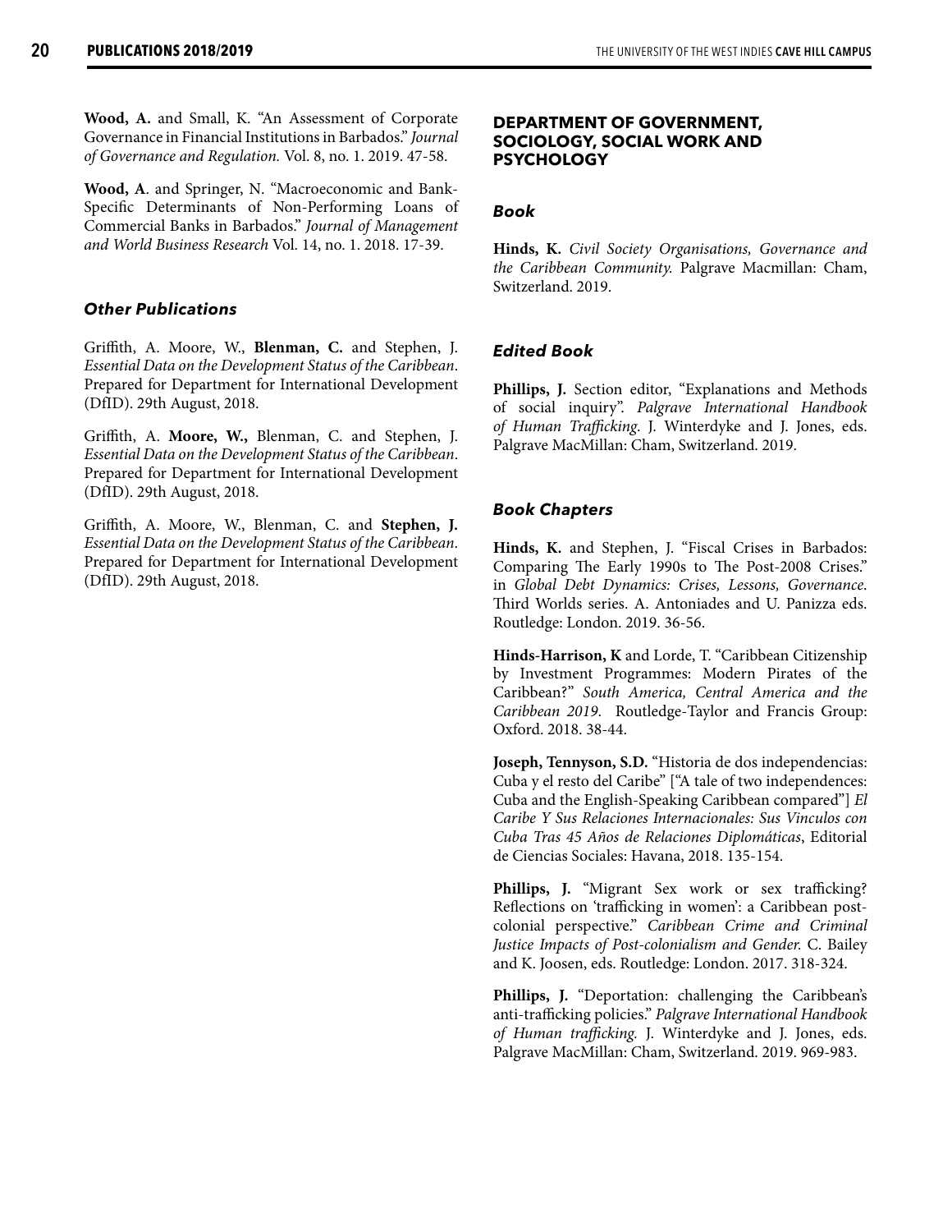**Wood, A.** and Small, K. "An Assessment of Corporate Governance in Financial Institutions in Barbados." *Journal of Governance and Regulation.* Vol. 8, no. 1. 2019. 47-58.

**Wood, A**. and Springer, N. "Macroeconomic and Bank-Specific Determinants of Non-Performing Loans of Commercial Banks in Barbados." *Journal of Management and World Business Research* Vol. 14, no. 1. 2018. 17-39.

### *Other Publications*

Griffith, A. Moore, W., **Blenman, C.** and Stephen, J. *Essential Data on the Development Status of the Caribbean*. Prepared for Department for International Development (DfID). 29th August, 2018.

Griffith, A. **Moore, W.,** Blenman, C. and Stephen, J. *Essential Data on the Development Status of the Caribbean*. Prepared for Department for International Development (DfID). 29th August, 2018.

Griffith, A. Moore, W., Blenman, C. and **Stephen, J.** *Essential Data on the Development Status of the Caribbean*. Prepared for Department for International Development (DfID). 29th August, 2018.

## DEPARTMENT OF GOVERNMENT, SOCIOLOGY, SOCIAL WORK AND PSYCHOLOGY

### *Book*

**Hinds, K.** *Civil Society Organisations, Governance and the Caribbean Community.* Palgrave Macmillan: Cham, Switzerland. 2019.

### *Edited Book*

**Phillips, J.** Section editor, "Explanations and Methods of social inquiry". *Palgrave International Handbook of Human Trafficking*. J. Winterdyke and J. Jones, eds. Palgrave MacMillan: Cham, Switzerland. 2019.

### *Book Chapters*

**Hinds, K.** and Stephen, J. "Fiscal Crises in Barbados: Comparing The Early 1990s to The Post-2008 Crises." in *Global Debt Dynamics: Crises, Lessons, Governance*. Third Worlds series. A. Antoniades and U. Panizza eds. Routledge: London. 2019. 36-56.

**Hinds-Harrison, K** and Lorde, T. "Caribbean Citizenship by Investment Programmes: Modern Pirates of the Caribbean?" *South America, Central America and the Caribbean 2019*. Routledge-Taylor and Francis Group: Oxford. 2018. 38-44.

**Joseph, Tennyson, S.D.** "Historia de dos independencias: Cuba y el resto del Caribe" ["A tale of two independences: Cuba and the English-Speaking Caribbean compared"] *El Caribe Y Sus Relaciones Internacionales: Sus Vinculos con Cuba Tras 45 Años de Relaciones Diplomáticas*, Editorial de Ciencias Sociales: Havana, 2018. 135-154.

**Phillips, J.** "Migrant Sex work or sex trafficking? Reflections on 'trafficking in women': a Caribbean post-colonial perspective." *Caribbean Crime and Criminal Justice Impacts of Post-colonialism and Gender.* C. Bailey and K. Joosen, eds. Routledge: London. 2017. 318-324.

**Phillips, J.** "Deportation: challenging the Caribbean's anti-trafficking policies." *Palgrave International Handbook of Human trafficking.* J. Winterdyke and J. Jones, eds. Palgrave MacMillan: Cham, Switzerland. 2019. 969-983.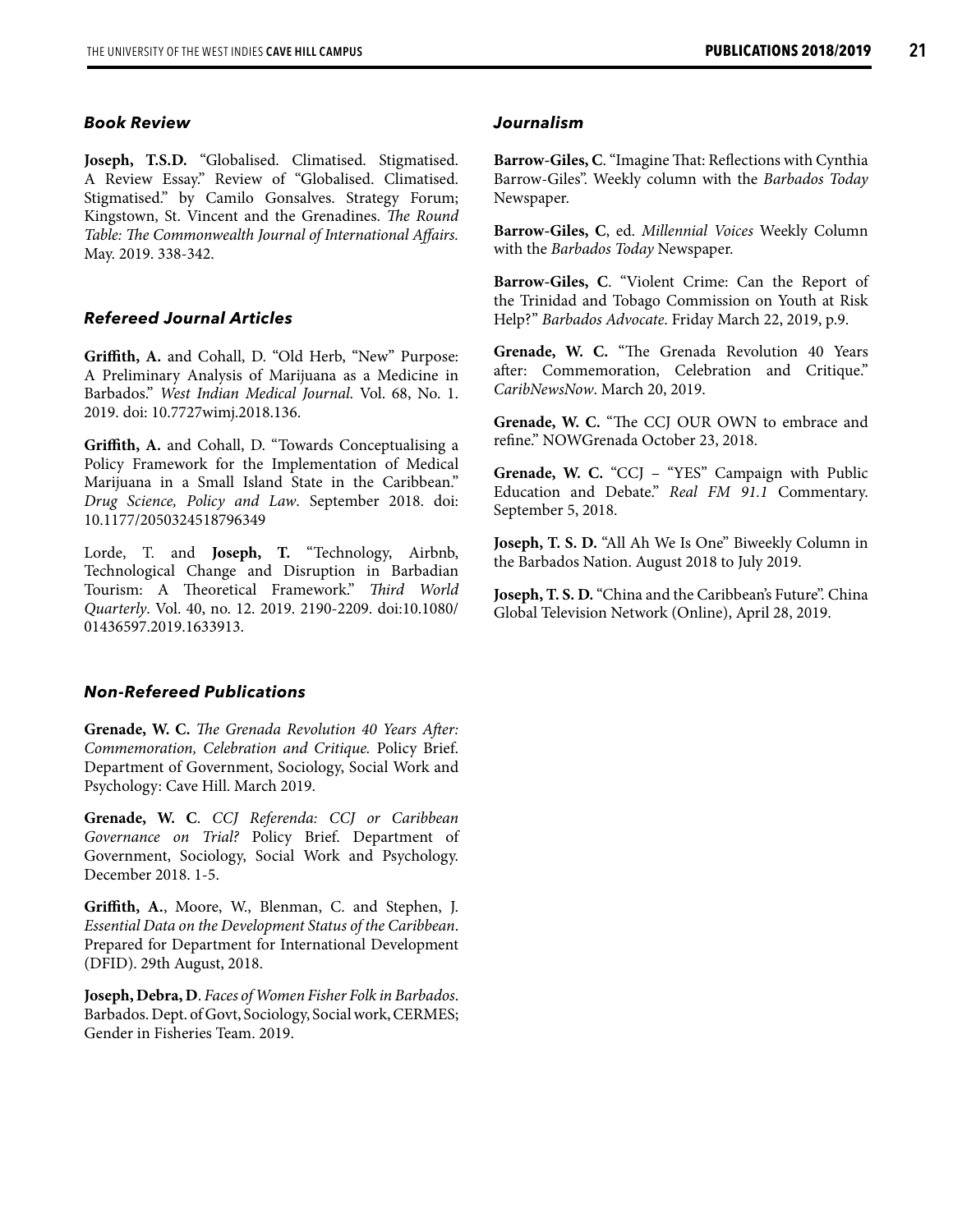### *Book Review*

**Joseph, T.S.D.** "Globalised. Climatised. Stigmatised. A Review Essay." Review of "Globalised. Climatised. Stigmatised." by Camilo Gonsalves. Strategy Forum; Kingstown, St. Vincent and the Grenadines. *The Round Table: The Commonwealth Journal of International Affairs.* May. 2019. 338-342.

### *Refereed Journal Articles*

**Griffith, A.** and Cohall, D. "Old Herb, "New" Purpose: A Preliminary Analysis of Marijuana as a Medicine in Barbados." *West Indian Medical Journal.* Vol. 68, No. 1. 2019. doi: 10.7727wimj.2018.136.

**Griffith, A.** and Cohall, D. "Towards Conceptualising a Policy Framework for the Implementation of Medical Marijuana in a Small Island State in the Caribbean." *Drug Science, Policy and Law*. September 2018. doi: 10.1177/2050324518796349

Lorde, T. and **Joseph, T.** "Technology, Airbnb, Technological Change and Disruption in Barbadian Tourism: A Theoretical Framework." *Third World Quarterly*. Vol. 40, no. 12. 2019. 2190-2209. doi:10.1080/01436597.2019.1633913.

### *Non-Refereed Publications*

**Grenade, W. C.** *The Grenada Revolution 40 Years After: Commemoration, Celebration and Critique.* Policy Brief. Department of Government, Sociology, Social Work and Psychology: Cave Hill. March 2019.

**Grenade, W. C**. *CCJ Referenda: CCJ or Caribbean Governance on Trial?* Policy Brief. Department of Government, Sociology, Social Work and Psychology. December 2018. 1-5.

**Griffith, A.**, Moore, W., Blenman, C. and Stephen, J. *Essential Data on the Development Status of the Caribbean*. Prepared for Department for International Development (DFID). 29th August, 2018.

**Joseph, Debra, D**. *Faces of Women Fisher Folk in Barbados*. Barbados. Dept. of Govt, Sociology, Social work, CERMES; Gender in Fisheries Team. 2019.

### *Journalism*

**Barrow-Giles, C**. "Imagine That: Reflections with Cynthia Barrow-Giles". Weekly column with the *Barbados Today* Newspaper.

**Barrow-Giles, C**, ed. *Millennial Voices* Weekly Column with the *Barbados Today* Newspaper.

**Barrow-Giles, C**. "Violent Crime: Can the Report of the Trinidad and Tobago Commission on Youth at Risk Help?" *Barbados Advocate*. Friday March 22, 2019, p.9.

**Grenade, W. C.** "The Grenada Revolution 40 Years after: Commemoration, Celebration and Critique." *CaribNewsNow*. March 20, 2019.

**Grenade, W. C.** "The CCJ OUR OWN to embrace and refine." NOWGrenada October 23, 2018.

**Grenade, W. C.** "CCJ – "YES" Campaign with Public Education and Debate." *Real FM 91.1* Commentary. September 5, 2018.

**Joseph, T. S. D.** "All Ah We Is One" Biweekly Column in the Barbados Nation. August 2018 to July 2019.

**Joseph, T. S. D.** "China and the Caribbean's Future". China Global Television Network (Online), April 28, 2019.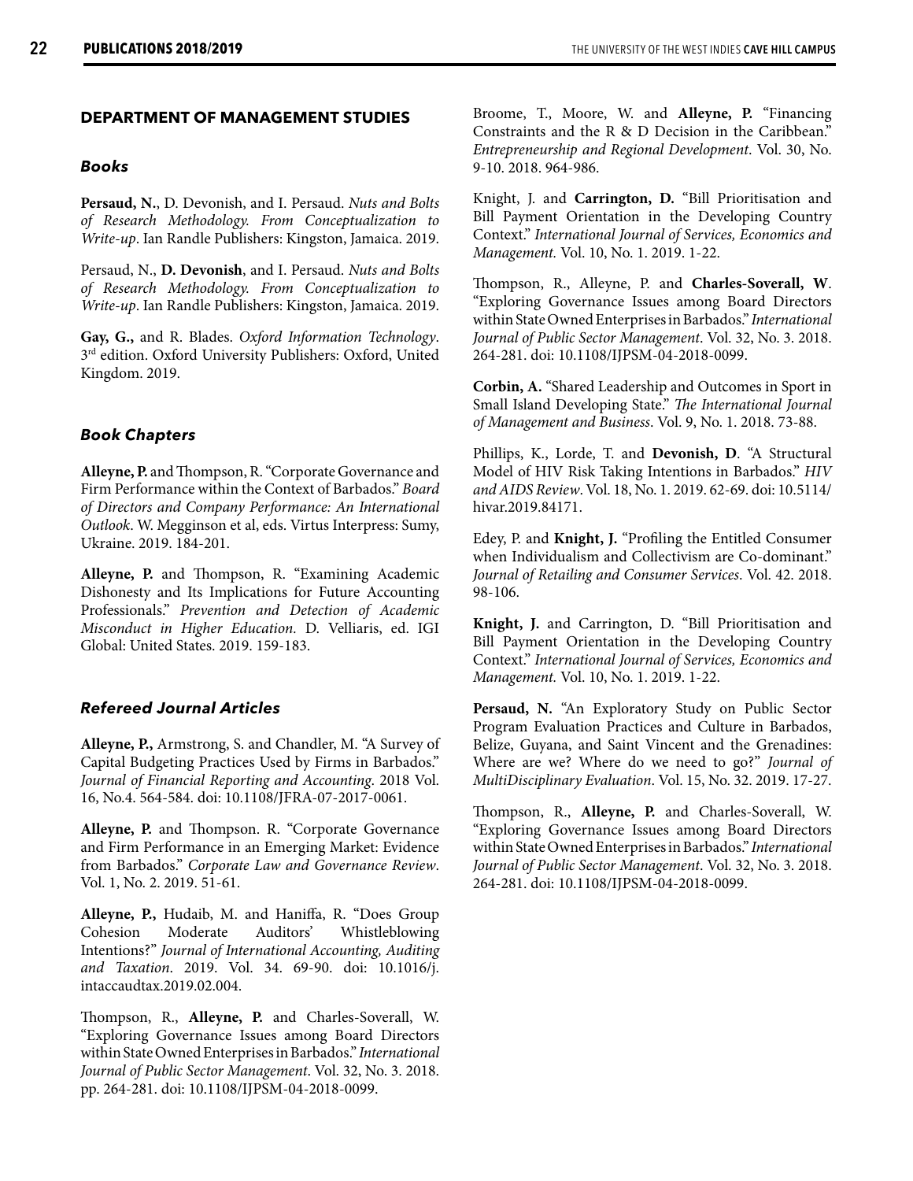## DEPARTMENT OF MANAGEMENT STUDIES

### *Books*

**Persaud, N.**, D. Devonish, and I. Persaud. *Nuts and Bolts of Research Methodology. From Conceptualization to Write-up*. Ian Randle Publishers: Kingston, Jamaica. 2019.

Persaud, N., **D. Devonish**, and I. Persaud. *Nuts and Bolts of Research Methodology. From Conceptualization to Write-up*. Ian Randle Publishers: Kingston, Jamaica. 2019.

**Gay, G.,** and R. Blades. *Oxford Information Technology*. 3rd edition. Oxford University Publishers: Oxford, United Kingdom. 2019.

### *Book Chapters*

**Alleyne, P.** and Thompson, R. "Corporate Governance and Firm Performance within the Context of Barbados." *Board of Directors and Company Performance: An International Outlook*. W. Megginson et al, eds. Virtus Interpress: Sumy, Ukraine. 2019. 184-201.

**Alleyne, P.** and Thompson, R. "Examining Academic Dishonesty and Its Implications for Future Accounting Professionals." *Prevention and Detection of Academic Misconduct in Higher Education*. D. Velliaris, ed. IGI Global: United States. 2019. 159-183.

### *Refereed Journal Articles*

**Alleyne, P.,** Armstrong, S. and Chandler, M. "A Survey of Capital Budgeting Practices Used by Firms in Barbados." *Journal of Financial Reporting and Accounting*. 2018 Vol. 16, No.4. 564-584. doi: 10.1108/JFRA-07-2017-0061.

**Alleyne, P.** and Thompson. R. "Corporate Governance and Firm Performance in an Emerging Market: Evidence from Barbados." *Corporate Law and Governance Review*. Vol. 1, No. 2. 2019. 51-61.

**Alleyne, P.,** Hudaib, M. and Haniffa, R. "Does Group Cohesion Moderate Auditors' Whistleblowing Intentions?" *Journal of International Accounting, Auditing and Taxation*. 2019. Vol. 34. 69-90. doi: 10.1016/j.intaccaudtax.2019.02.004.

Thompson, R., **Alleyne, P.** and Charles-Soverall, W. "Exploring Governance Issues among Board Directors within State Owned Enterprises in Barbados." *International Journal of Public Sector Management*. Vol. 32, No. 3. 2018. pp. 264-281. doi: 10.1108/IJPSM-04-2018-0099.

Broome, T., Moore, W. and **Alleyne, P.** "Financing Constraints and the R & D Decision in the Caribbean." *Entrepreneurship and Regional Development*. Vol. 30, No. 9-10. 2018. 964-986.

Knight, J. and **Carrington, D.** "Bill Prioritisation and Bill Payment Orientation in the Developing Country Context." *International Journal of Services, Economics and Management.* Vol. 10, No. 1. 2019. 1-22.

Thompson, R., Alleyne, P. and **Charles-Soverall, W**. "Exploring Governance Issues among Board Directors within State Owned Enterprises in Barbados." *International Journal of Public Sector Management*. Vol. 32, No. 3. 2018. 264-281. doi: 10.1108/IJPSM-04-2018-0099.

**Corbin, A.** "Shared Leadership and Outcomes in Sport in Small Island Developing State." *The International Journal of Management and Business*. Vol. 9, No. 1. 2018. 73-88.

Phillips, K., Lorde, T. and **Devonish, D**. "A Structural Model of HIV Risk Taking Intentions in Barbados." *HIV and AIDS Review*. Vol. 18, No. 1. 2019. 62-69. doi: 10.5114/hivar.2019.84171.

Edey, P. and **Knight, J.** "Profiling the Entitled Consumer when Individualism and Collectivism are Co-dominant." *Journal of Retailing and Consumer Services*. Vol. 42. 2018. 98-106.

**Knight, J.** and Carrington, D. "Bill Prioritisation and Bill Payment Orientation in the Developing Country Context." *International Journal of Services, Economics and Management.* Vol. 10, No. 1. 2019. 1-22.

**Persaud, N.** "An Exploratory Study on Public Sector Program Evaluation Practices and Culture in Barbados, Belize, Guyana, and Saint Vincent and the Grenadines: Where are we? Where do we need to go?" *Journal of MultiDisciplinary Evaluation*. Vol. 15, No. 32. 2019. 17-27.

Thompson, R., **Alleyne, P.** and Charles-Soverall, W. "Exploring Governance Issues among Board Directors within State Owned Enterprises in Barbados." *International Journal of Public Sector Management*. Vol. 32, No. 3. 2018. 264-281. doi: 10.1108/IJPSM-04-2018-0099.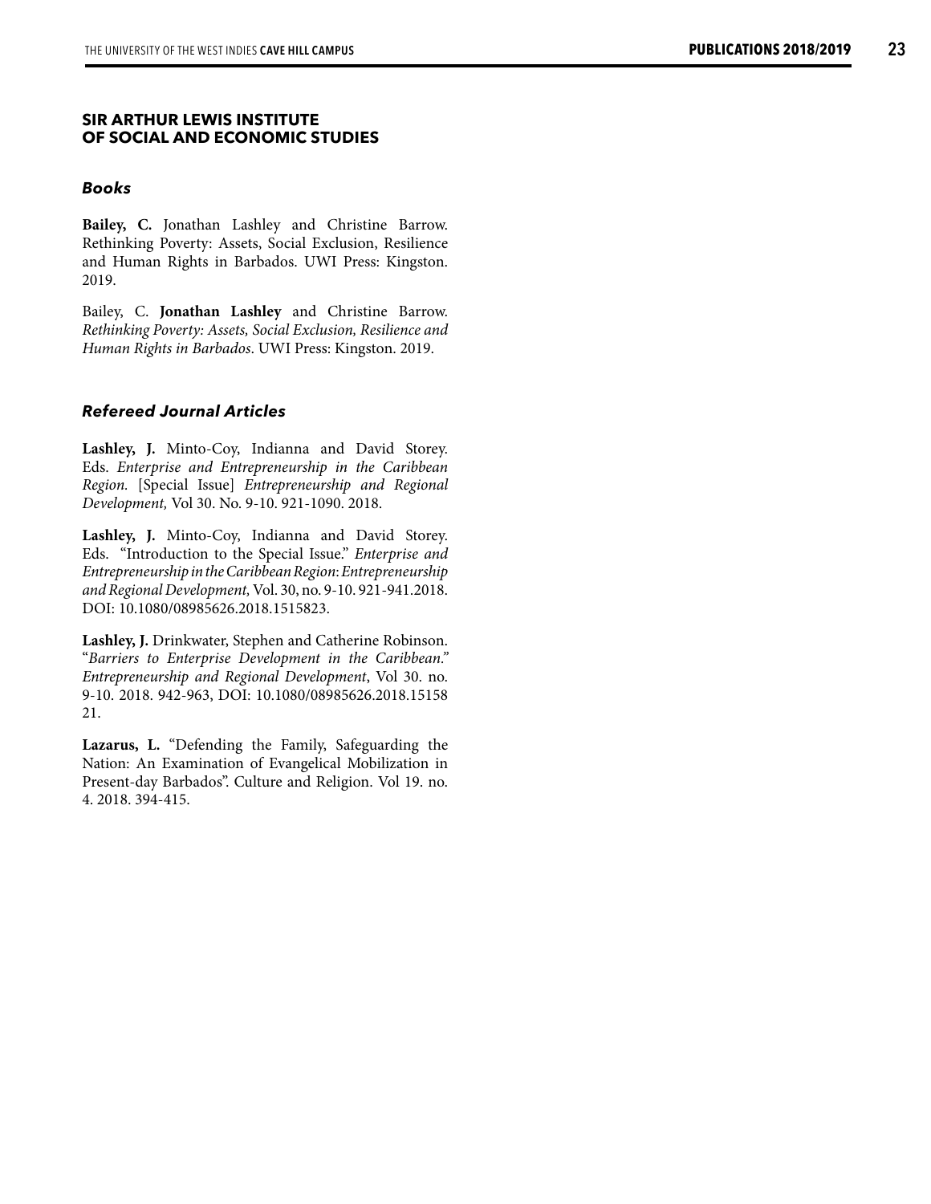## SIR ARTHUR LEWIS INSTITUTE OF SOCIAL AND ECONOMIC STUDIES

### *Books*

**Bailey, C.** Jonathan Lashley and Christine Barrow. Rethinking Poverty: Assets, Social Exclusion, Resilience and Human Rights in Barbados. UWI Press: Kingston. 2019.

Bailey, C. **Jonathan Lashley** and Christine Barrow. *Rethinking Poverty: Assets, Social Exclusion, Resilience and Human Rights in Barbados*. UWI Press: Kingston. 2019.

### *Refereed Journal Articles*

**Lashley, J.** Minto-Coy, Indianna and David Storey. Eds. *Enterprise and Entrepreneurship in the Caribbean Region.* [Special Issue] *Entrepreneurship and Regional Development,* Vol 30. No. 9-10. 921-1090. 2018.

**Lashley, J.** Minto-Coy, Indianna and David Storey. Eds. "Introduction to the Special Issue." *Enterprise and Entrepreneurship in the Caribbean Region*: *Entrepreneurship and Regional Development,* Vol. 30, no. 9-10. 921-941.2018. DOI: 10.1080/08985626.2018.1515823.

**Lashley, J.** Drinkwater, Stephen and Catherine Robinson. "*Barriers to Enterprise Development in the Caribbean.*" *Entrepreneurship and Regional Development*, Vol 30. no. 9-10. 2018. 942-963, DOI: 10.1080/08985626.2018.1515821.

**Lazarus, L.** "Defending the Family, Safeguarding the Nation: An Examination of Evangelical Mobilization in Present-day Barbados". Culture and Religion. Vol 19. no. 4. 2018. 394-415.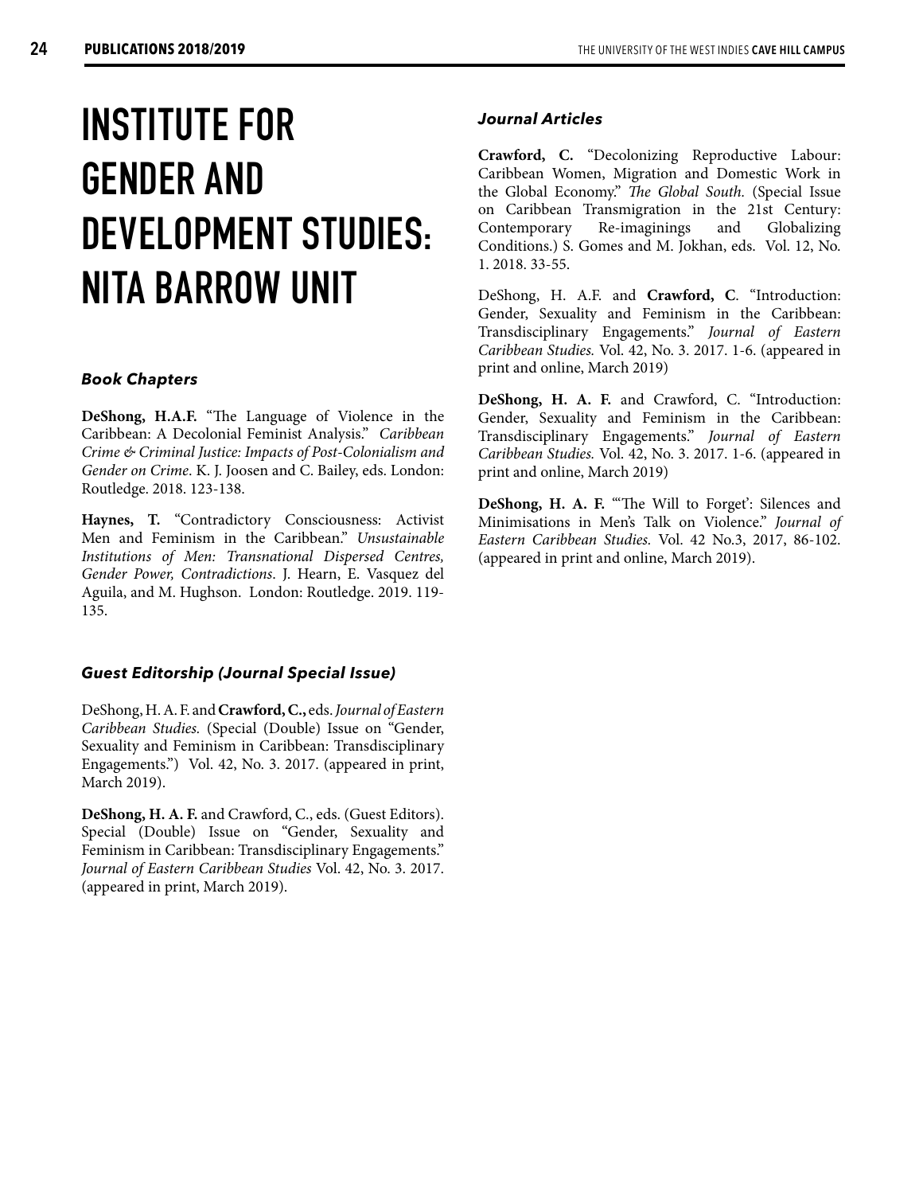# INSTITUTE FOR GENDER AND DEVELOPMENT STUDIES: NITA BARROW UNIT

### *Book Chapters*

**DeShong, H.A.F.** "The Language of Violence in the Caribbean: A Decolonial Feminist Analysis." *Caribbean Crime & Criminal Justice: Impacts of Post-Colonialism and Gender on Crime*. K. J. Joosen and C. Bailey, eds. London: Routledge. 2018. 123-138.

**Haynes, T.** "Contradictory Consciousness: Activist Men and Feminism in the Caribbean." *Unsustainable Institutions of Men: Transnational Dispersed Centres, Gender Power, Contradictions*. J. Hearn, E. Vasquez del Aguila, and M. Hughson. London: Routledge. 2019. 119-135.

### *Guest Editorship (Journal Special Issue)*

DeShong, H. A. F. and **Crawford, C.,** eds. *Journal of Eastern Caribbean Studies.* (Special (Double) Issue on "Gender, Sexuality and Feminism in Caribbean: Transdisciplinary Engagements.") Vol. 42, No. 3. 2017. (appeared in print, March 2019).

**DeShong, H. A. F.** and Crawford, C., eds. (Guest Editors). Special (Double) Issue on "Gender, Sexuality and Feminism in Caribbean: Transdisciplinary Engagements." *Journal of Eastern Caribbean Studies* Vol. 42, No. 3. 2017. (appeared in print, March 2019).

### *Journal Articles*

**Crawford, C.** "Decolonizing Reproductive Labour: Caribbean Women, Migration and Domestic Work in the Global Economy." *The Global South.* (Special Issue on Caribbean Transmigration in the 21st Century: Contemporary Re-imaginings and Globalizing Conditions.) S. Gomes and M. Jokhan, eds. Vol. 12, No. 1. 2018. 33-55.

DeShong, H. A.F. and **Crawford, C**. "Introduction: Gender, Sexuality and Feminism in the Caribbean: Transdisciplinary Engagements." *Journal of Eastern Caribbean Studies.* Vol. 42, No. 3. 2017. 1-6. (appeared in print and online, March 2019)

**DeShong, H. A. F.** and Crawford, C. "Introduction: Gender, Sexuality and Feminism in the Caribbean: Transdisciplinary Engagements." *Journal of Eastern Caribbean Studies.* Vol. 42, No. 3. 2017. 1-6. (appeared in print and online, March 2019)

**DeShong, H. A. F.** "'The Will to Forget': Silences and Minimisations in Men's Talk on Violence." *Journal of Eastern Caribbean Studies.* Vol. 42 No.3, 2017, 86-102. (appeared in print and online, March 2019).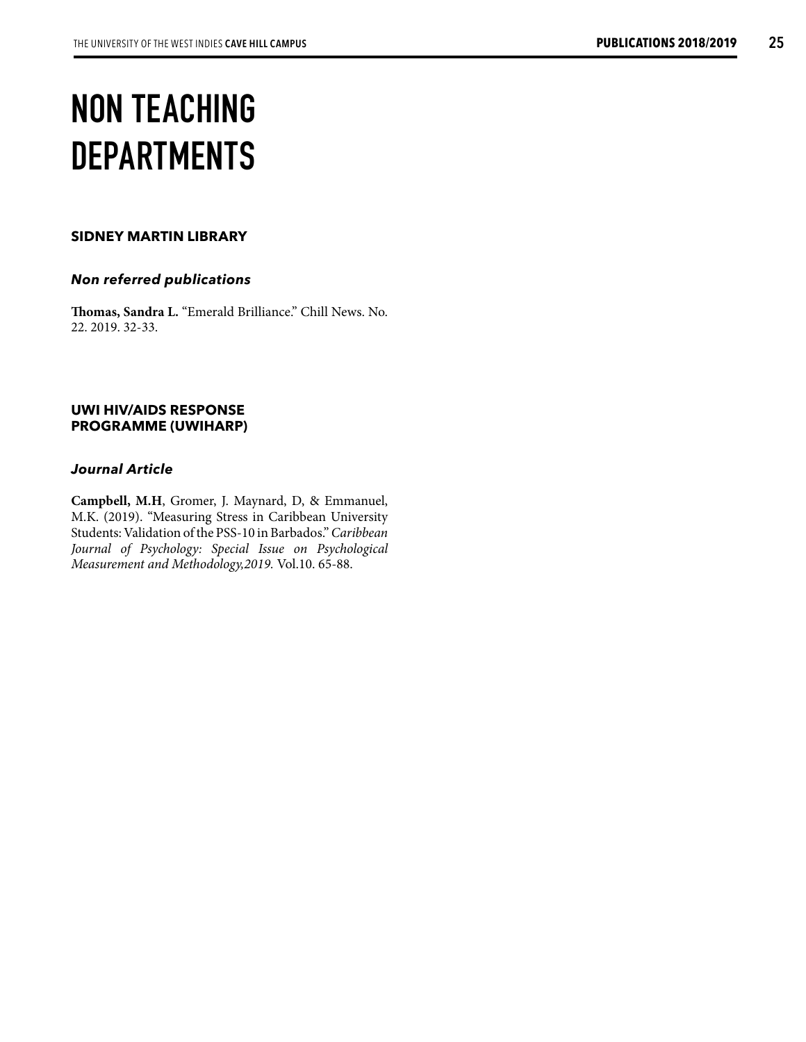# NON TEACHING DEPARTMENTS

## SIDNEY MARTIN LIBRARY

### *Non referred publications*

**Thomas, Sandra L.** "Emerald Brilliance." Chill News. No. 22. 2019. 32-33.

## UWI HIV/AIDS RESPONSE PROGRAMME (UWIHARP)

### *Journal Article*

**Campbell, M.H**, Gromer, J. Maynard, D, & Emmanuel, M.K. (2019). "Measuring Stress in Caribbean University Students: Validation of the PSS-10 in Barbados." *Caribbean Journal of Psychology: Special Issue on Psychological Measurement and Methodology,2019.* Vol.10. 65-88.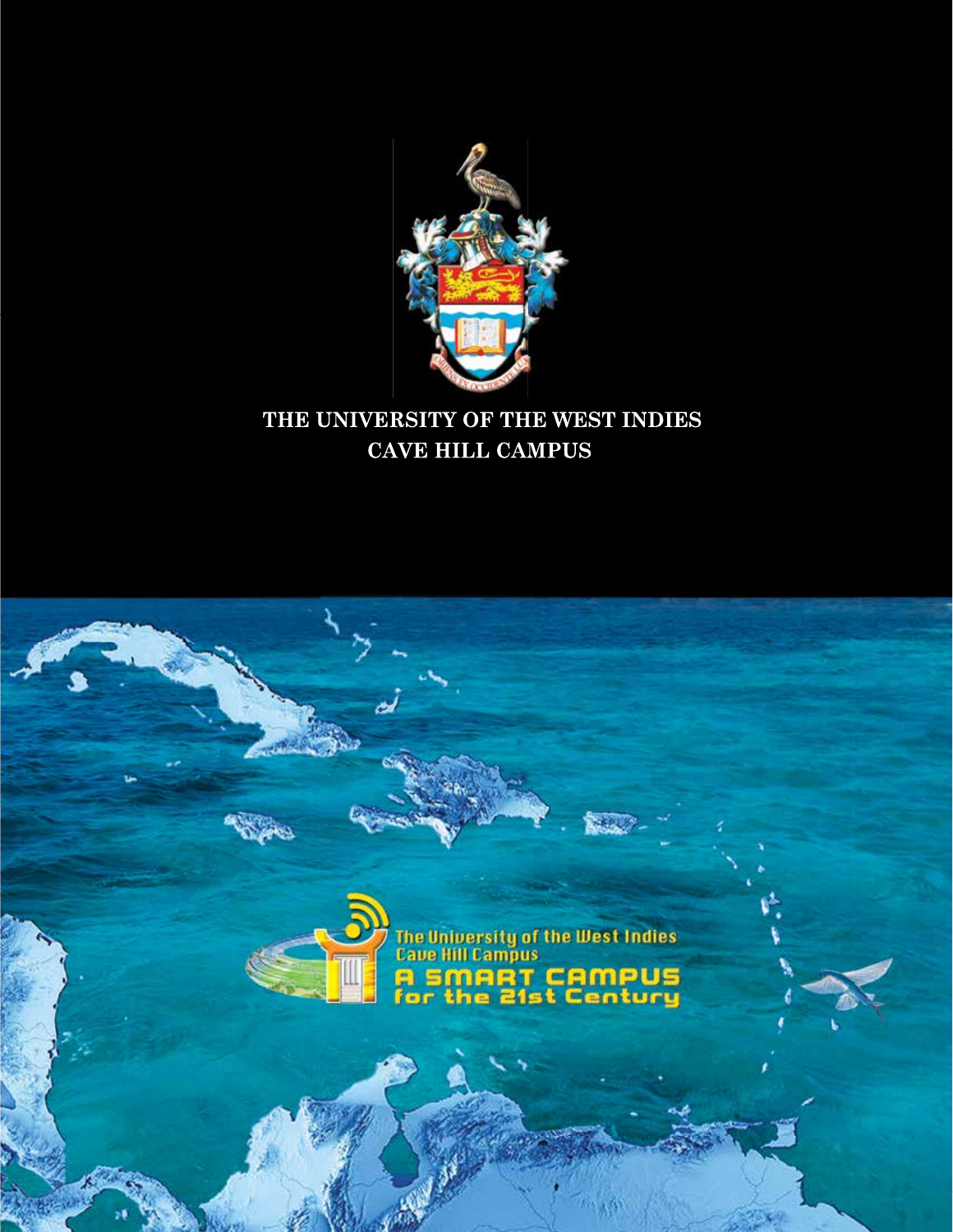THE UNIVERSITY OF THE WEST INDIES
CAVE HILL CAMPUS

The University of the West Indies
Cave Hill Campus
A SMART CAMPUS
for the 21st Century